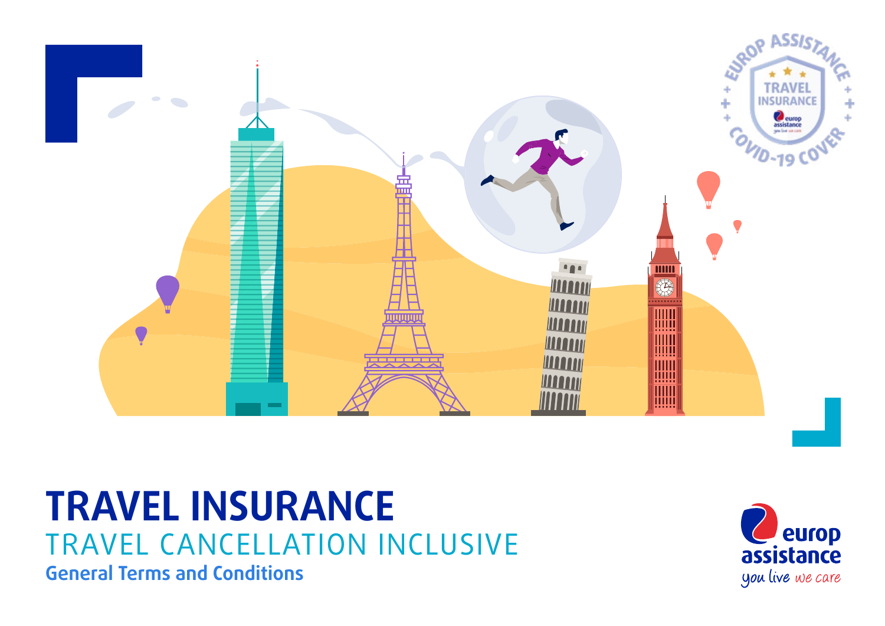# TRAVEL INSURANCE

## TRAVEL CANCELLATION INCLUSIVE

### General Terms and Conditions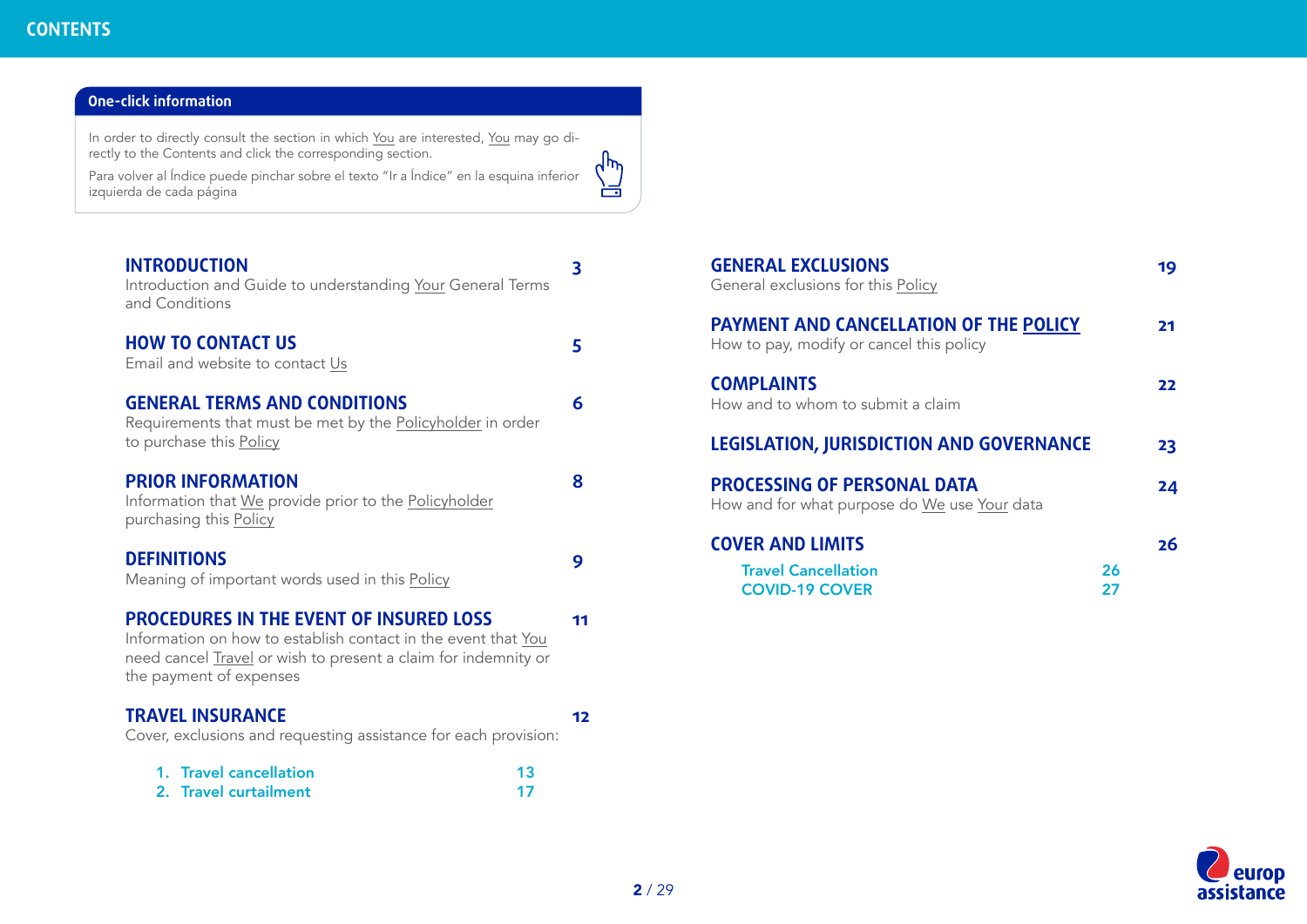# CONTENTS

**One-click information**

In order to directly consult the section in which You are interested, You may go directly to the Contents and click the corresponding section.

Para volver al Índice puede pinchar sobre el texto "Ir a Índice" en la esquina inferior izquierda de cada página

| Section | Page |
|---|---|
| **INTRODUCTION**<br>Introduction and Guide to understanding Your General Terms and Conditions | 3 |
| **HOW TO CONTACT US**<br>Email and website to contact Us | 5 |
| **GENERAL TERMS AND CONDITIONS**<br>Requirements that must be met by the Policyholder in order to purchase this Policy | 6 |
| **PRIOR INFORMATION**<br>Information that We provide prior to the Policyholder purchasing this Policy | 8 |
| **DEFINITIONS**<br>Meaning of important words used in this Policy | 9 |
| **PROCEDURES IN THE EVENT OF INSURED LOSS**<br>Information on how to establish contact in the event that You need cancel Travel or wish to present a claim for indemnity or the payment of expenses | 11 |
| **TRAVEL INSURANCE**<br>Cover, exclusions and requesting assistance for each provision: | 12 |
| 1. Travel cancellation | 13 |
| 2. Travel curtailment | 17 |
| **GENERAL EXCLUSIONS**<br>General exclusions for this Policy | 19 |
| **PAYMENT AND CANCELLATION OF THE POLICY**<br>How to pay, modify or cancel this policy | 21 |
| **COMPLAINTS**<br>How and to whom to submit a claim | 22 |
| **LEGISLATION, JURISDICTION AND GOVERNANCE** | 23 |
| **PROCESSING OF PERSONAL DATA**<br>How and for what purpose do We use Your data | 24 |
| **COVER AND LIMITS** | 26 |
| Travel Cancellation | 26 |
| COVID-19 COVER | 27 |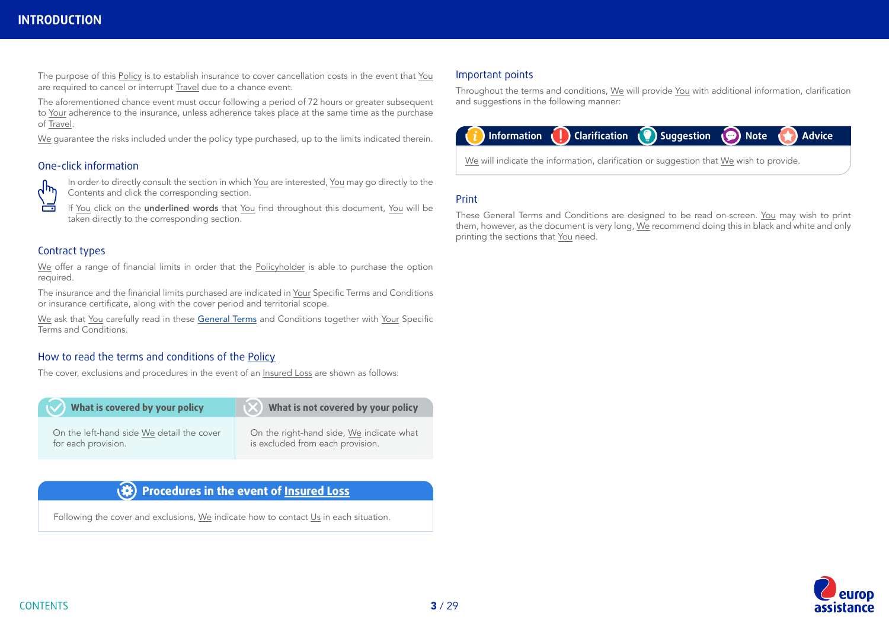# INTRODUCTION

The purpose of this Policy is to establish insurance to cover cancellation costs in the event that You are required to cancel or interrupt Travel due to a chance event.

The aforementioned chance event must occur following a period of 72 hours or greater subsequent to Your adherence to the insurance, unless adherence takes place at the same time as the purchase of Travel.

We guarantee the risks included under the policy type purchased, up to the limits indicated therein.

## One-click information

In order to directly consult the section in which You are interested, You may go directly to the Contents and click the corresponding section.

If You click on the **underlined words** that You find throughout this document, You will be taken directly to the corresponding section.

## Contract types

We offer a range of financial limits in order that the Policyholder is able to purchase the option required.

The insurance and the financial limits purchased are indicated in Your Specific Terms and Conditions or insurance certificate, along with the cover period and territorial scope.

We ask that You carefully read in these General Terms and Conditions together with Your Specific Terms and Conditions.

## How to read the terms and conditions of the Policy

The cover, exclusions and procedures in the event of an Insured Loss are shown as follows:

| What is covered by your policy | What is not covered by your policy |
|---|---|
| On the left-hand side We detail the cover for each provision. | On the right-hand side, We indicate what is excluded from each provision. |

**Procedures in the event of Insured Loss**

Following the cover and exclusions, We indicate how to contact Us in each situation.

## Important points

Throughout the terms and conditions, We will provide You with additional information, clarification and suggestions in the following manner:

**Information** | **Clarification** | **Suggestion** | **Note** | **Advice**

We will indicate the information, clarification or suggestion that We wish to provide.

## Print

These General Terms and Conditions are designed to be read on-screen. You may wish to print them, however, as the document is very long, We recommend doing this in black and white and only printing the sections that You need.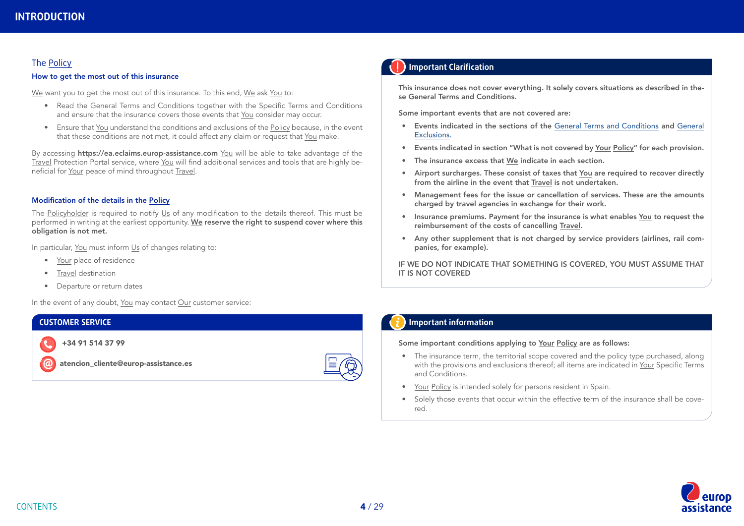# INTRODUCTION

## The Policy

### How to get the most out of this insurance

We want you to get the most out of this insurance. To this end, We ask You to:

- Read the General Terms and Conditions together with the Specific Terms and Conditions and ensure that the insurance covers those events that You consider may occur.
- Ensure that You understand the conditions and exclusions of the Policy because, in the event that these conditions are not met, it could affect any claim or request that You make.

By accessing **https://ea.eclaims.europ-assistance.com** You will be able to take advantage of the Travel Protection Portal service, where You will find additional services and tools that are highly beneficial for Your peace of mind throughout Travel.

### Modification of the details in the Policy

The Policyholder is required to notify Us of any modification to the details thereof. This must be performed in writing at the earliest opportunity. **We reserve the right to suspend cover where this obligation is not met.**

In particular, You must inform Us of changes relating to:

- Your place of residence
- Travel destination
- Departure or return dates

In the event of any doubt, You may contact Our customer service:

**CUSTOMER SERVICE**

**+34 91 514 37 99**

**atencion_cliente@europ-assistance.es**

## Important Clarification

**This insurance does not cover everything. It solely covers situations as described in these General Terms and Conditions.**

**Some important events that are not covered are:**

- **Events indicated in the sections of the General Terms and Conditions and General Exclusions.**
- **Events indicated in section "What is not covered by Your Policy" for each provision.**
- **The insurance excess that We indicate in each section.**
- **Airport surcharges. These consist of taxes that You are required to recover directly from the airline in the event that Travel is not undertaken.**
- **Management fees for the issue or cancellation of services. These are the amounts charged by travel agencies in exchange for their work.**
- **Insurance premiums. Payment for the insurance is what enables You to request the reimbursement of the costs of cancelling Travel.**
- **Any other supplement that is not charged by service providers (airlines, rail companies, for example).**

IF WE DO NOT INDICATE THAT SOMETHING IS COVERED, YOU MUST ASSUME THAT IT IS NOT COVERED

## Important information

**Some important conditions applying to Your Policy are as follows:**

- The insurance term, the territorial scope covered and the policy type purchased, along with the provisions and exclusions thereof; all items are indicated in Your Specific Terms and Conditions.
- Your Policy is intended solely for persons resident in Spain.
- Solely those events that occur within the effective term of the insurance shall be covered.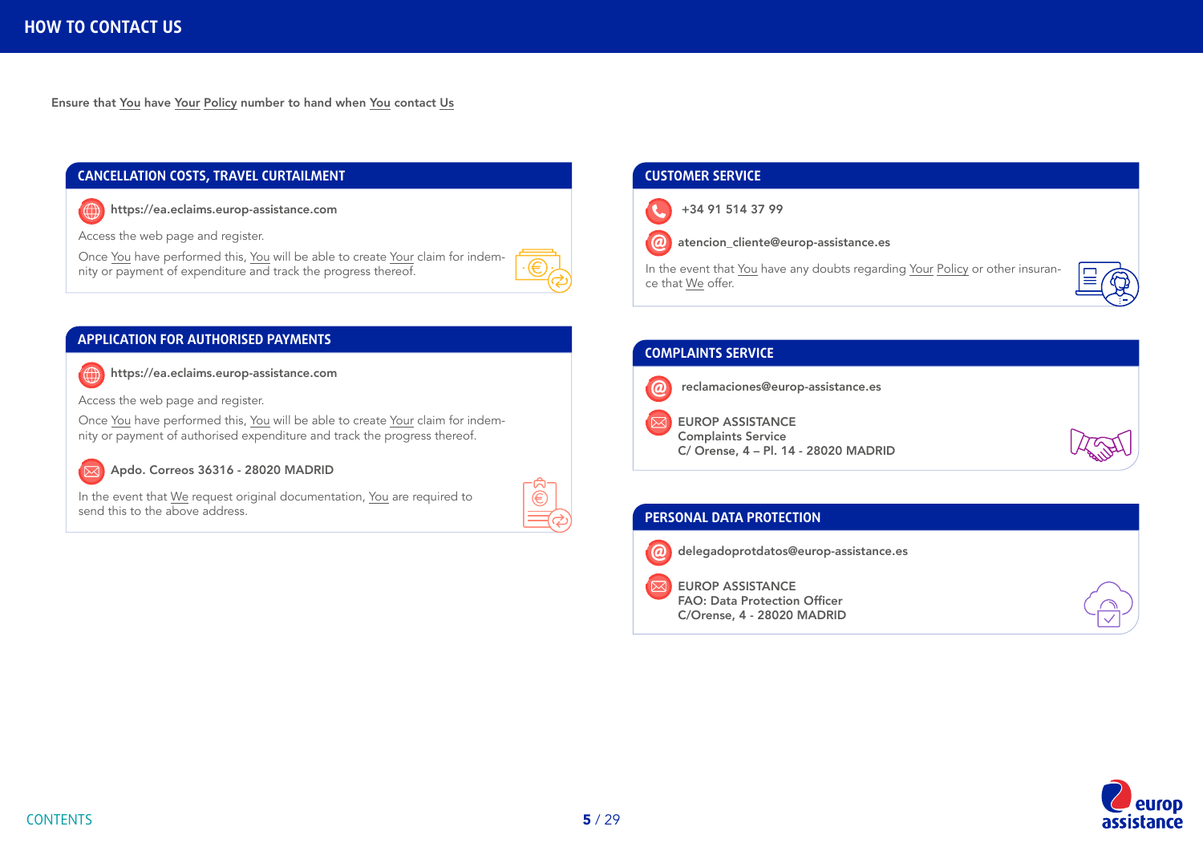# HOW TO CONTACT US

Ensure that You have Your Policy number to hand when You contact Us

## CANCELLATION COSTS, TRAVEL CURTAILMENT

**https://ea.eclaims.europ-assistance.com**

Access the web page and register.

Once You have performed this, You will be able to create Your claim for indemnity or payment of expenditure and track the progress thereof.

## APPLICATION FOR AUTHORISED PAYMENTS

**https://ea.eclaims.europ-assistance.com**

Access the web page and register.

Once You have performed this, You will be able to create Your claim for indemnity or payment of authorised expenditure and track the progress thereof.

**Apdo. Correos 36316 - 28020 MADRID**

In the event that We request original documentation, You are required to send this to the above address.

## CUSTOMER SERVICE

**+34 91 514 37 99**

**atencion_cliente@europ-assistance.es**

In the event that You have any doubts regarding Your Policy or other insurance that We offer.

## COMPLAINTS SERVICE

**reclamaciones@europ-assistance.es**

**EUROP ASSISTANCE**
**Complaints Service**
**C/ Orense, 4 – Pl. 14 - 28020 MADRID**

## PERSONAL DATA PROTECTION

**delegadoprotdatos@europ-assistance.es**

**EUROP ASSISTANCE**
**FAO: Data Protection Officer**
**C/Orense, 4 - 28020 MADRID**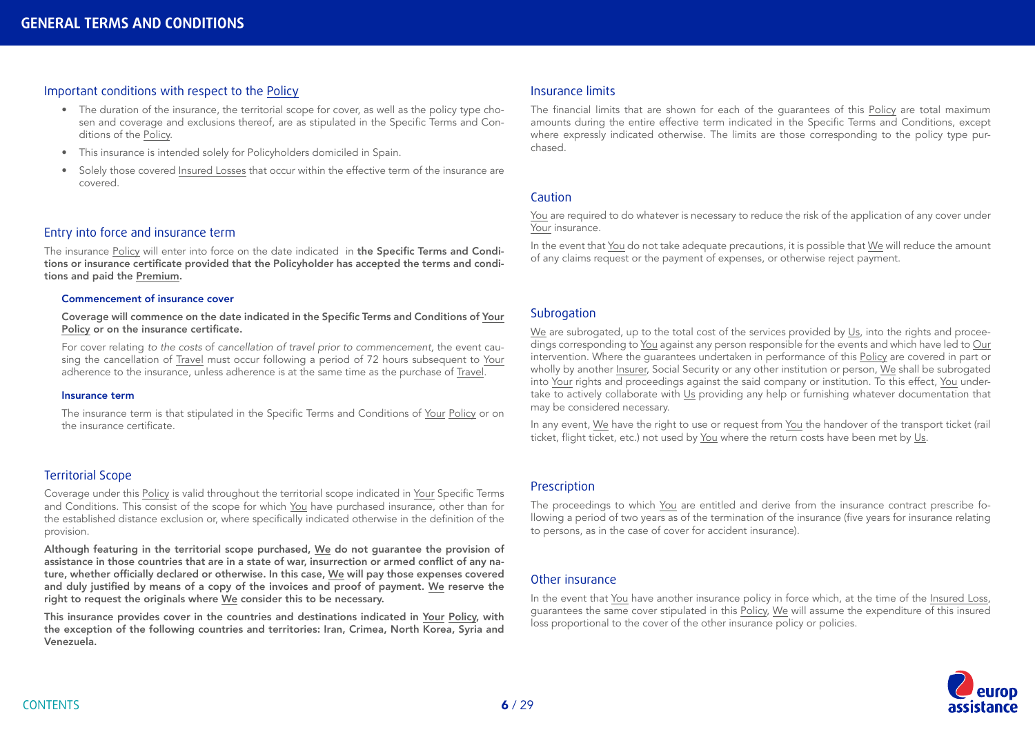## Important conditions with respect to the Policy

- The duration of the insurance, the territorial scope for cover, as well as the policy type chosen and coverage and exclusions thereof, are as stipulated in the Specific Terms and Conditions of the Policy.
- This insurance is intended solely for Policyholders domiciled in Spain.
- Solely those covered Insured Losses that occur within the effective term of the insurance are covered.

## Entry into force and insurance term

The insurance Policy will enter into force on the date indicated in **the Specific Terms and Conditions or insurance certificate provided that the Policyholder has accepted the terms and conditions and paid the Premium.**

### Commencement of insurance cover

**Coverage will commence on the date indicated in the Specific Terms and Conditions of Your Policy or on the insurance certificate.**

For cover relating *to the costs* of *cancellation of travel prior to commencement*, the event causing the cancellation of Travel must occur following a period of 72 hours subsequent to Your adherence to the insurance, unless adherence is at the same time as the purchase of Travel.

### Insurance term

The insurance term is that stipulated in the Specific Terms and Conditions of Your Policy or on the insurance certificate.

## Territorial Scope

Coverage under this Policy is valid throughout the territorial scope indicated in Your Specific Terms and Conditions. This consist of the scope for which You have purchased insurance, other than for the established distance exclusion or, where specifically indicated otherwise in the definition of the provision.

**Although featuring in the territorial scope purchased, We do not guarantee the provision of assistance in those countries that are in a state of war, insurrection or armed conflict of any nature, whether officially declared or otherwise. In this case, We will pay those expenses covered and duly justified by means of a copy of the invoices and proof of payment. We reserve the right to request the originals where We consider this to be necessary.**

**This insurance provides cover in the countries and destinations indicated in Your Policy, with the exception of the following countries and territories: Iran, Crimea, North Korea, Syria and Venezuela.**

## Insurance limits

The financial limits that are shown for each of the guarantees of this Policy are total maximum amounts during the entire effective term indicated in the Specific Terms and Conditions, except where expressly indicated otherwise. The limits are those corresponding to the policy type purchased.

## Caution

You are required to do whatever is necessary to reduce the risk of the application of any cover under Your insurance.

In the event that You do not take adequate precautions, it is possible that We will reduce the amount of any claims request or the payment of expenses, or otherwise reject payment.

## Subrogation

We are subrogated, up to the total cost of the services provided by Us, into the rights and proceedings corresponding to You against any person responsible for the events and which have led to Our intervention. Where the guarantees undertaken in performance of this Policy are covered in part or wholly by another Insurer, Social Security or any other institution or person, We shall be subrogated into Your rights and proceedings against the said company or institution. To this effect, You undertake to actively collaborate with Us providing any help or furnishing whatever documentation that may be considered necessary.

In any event, We have the right to use or request from You the handover of the transport ticket (rail ticket, flight ticket, etc.) not used by You where the return costs have been met by Us.

## Prescription

The proceedings to which You are entitled and derive from the insurance contract prescribe following a period of two years as of the termination of the insurance (five years for insurance relating to persons, as in the case of cover for accident insurance).

## Other insurance

In the event that You have another insurance policy in force which, at the time of the Insured Loss, guarantees the same cover stipulated in this Policy, We will assume the expenditure of this insured loss proportional to the cover of the other insurance policy or policies.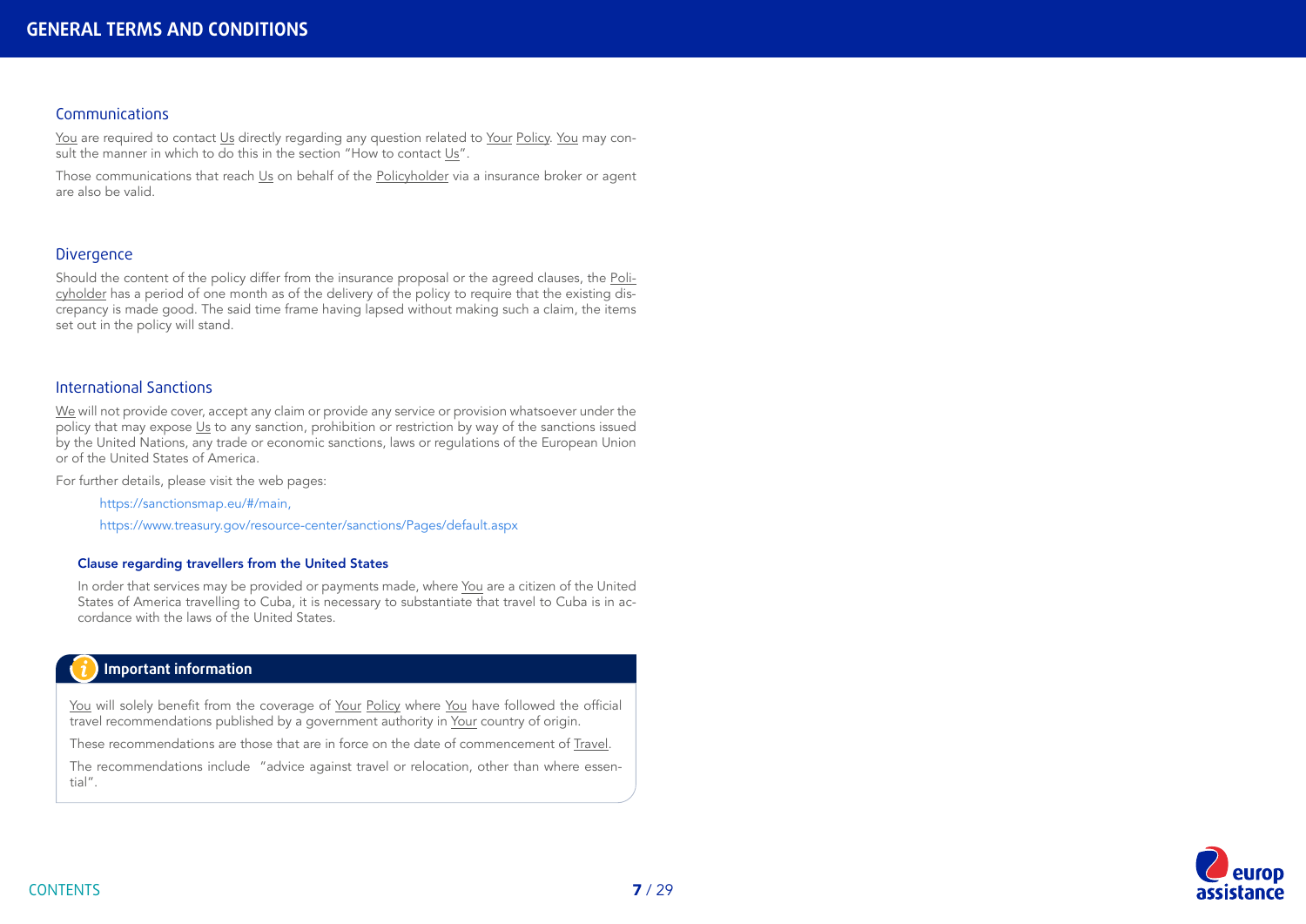## Communications

You are required to contact Us directly regarding any question related to Your Policy. You may consult the manner in which to do this in the section "How to contact Us".

Those communications that reach Us on behalf of the Policyholder via a insurance broker or agent are also be valid.

## Divergence

Should the content of the policy differ from the insurance proposal or the agreed clauses, the Policyholder has a period of one month as of the delivery of the policy to require that the existing discrepancy is made good. The said time frame having lapsed without making such a claim, the items set out in the policy will stand.

## International Sanctions

We will not provide cover, accept any claim or provide any service or provision whatsoever under the policy that may expose Us to any sanction, prohibition or restriction by way of the sanctions issued by the United Nations, any trade or economic sanctions, laws or regulations of the European Union or of the United States of America.

For further details, please visit the web pages:

https://sanctionsmap.eu/#/main,

https://www.treasury.gov/resource-center/sanctions/Pages/default.aspx

### Clause regarding travellers from the United States

In order that services may be provided or payments made, where You are a citizen of the United States of America travelling to Cuba, it is necessary to substantiate that travel to Cuba is in accordance with the laws of the United States.

### Important information

You will solely benefit from the coverage of Your Policy where You have followed the official travel recommendations published by a government authority in Your country of origin.

These recommendations are those that are in force on the date of commencement of Travel.

The recommendations include "advice against travel or relocation, other than where essential".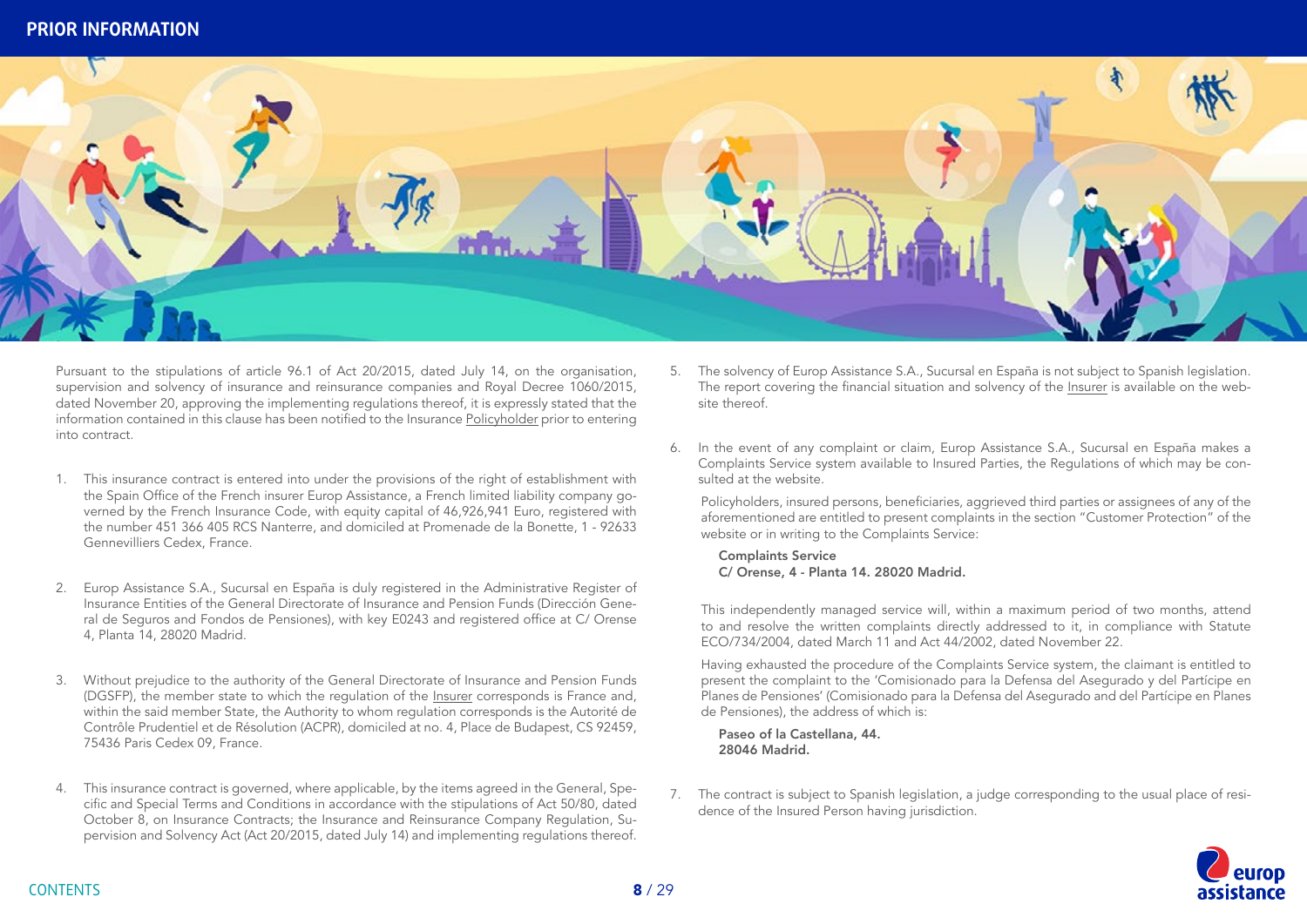# PRIOR INFORMATION

Pursuant to the stipulations of article 96.1 of Act 20/2015, dated July 14, on the organisation, supervision and solvency of insurance and reinsurance companies and Royal Decree 1060/2015, dated November 20, approving the implementing regulations thereof, it is expressly stated that the information contained in this clause has been notified to the Insurance Policyholder prior to entering into contract.

1. This insurance contract is entered into under the provisions of the right of establishment with the Spain Office of the French insurer Europ Assistance, a French limited liability company governed by the French Insurance Code, with equity capital of 46,926,941 Euro, registered with the number 451 366 405 RCS Nanterre, and domiciled at Promenade de la Bonette, 1 - 92633 Gennevilliers Cedex, France.

2. Europ Assistance S.A., Sucursal en España is duly registered in the Administrative Register of Insurance Entities of the General Directorate of Insurance and Pension Funds (Dirección General de Seguros and Fondos de Pensiones), with key E0243 and registered office at C/ Orense 4, Planta 14, 28020 Madrid.

3. Without prejudice to the authority of the General Directorate of Insurance and Pension Funds (DGSFP), the member state to which the regulation of the Insurer corresponds is France and, within the said member State, the Authority to whom regulation corresponds is the Autorité de Contrôle Prudentiel et de Résolution (ACPR), domiciled at no. 4, Place de Budapest, CS 92459, 75436 Paris Cedex 09, France.

4. This insurance contract is governed, where applicable, by the items agreed in the General, Specific and Special Terms and Conditions in accordance with the stipulations of Act 50/80, dated October 8, on Insurance Contracts; the Insurance and Reinsurance Company Regulation, Supervision and Solvency Act (Act 20/2015, dated July 14) and implementing regulations thereof.

5. The solvency of Europ Assistance S.A., Sucursal en España is not subject to Spanish legislation. The report covering the financial situation and solvency of the Insurer is available on the website thereof.

6. In the event of any complaint or claim, Europ Assistance S.A., Sucursal en España makes a Complaints Service system available to Insured Parties, the Regulations of which may be consulted at the website.

   Policyholders, insured persons, beneficiaries, aggrieved third parties or assignees of any of the aforementioned are entitled to present complaints in the section "Customer Protection" of the website or in writing to the Complaints Service:

   **Complaints Service**
   **C/ Orense, 4 - Planta 14. 28020 Madrid.**

   This independently managed service will, within a maximum period of two months, attend to and resolve the written complaints directly addressed to it, in compliance with Statute ECO/734/2004, dated March 11 and Act 44/2002, dated November 22.

   Having exhausted the procedure of the Complaints Service system, the claimant is entitled to present the complaint to the 'Comisionado para la Defensa del Asegurado y del Partícipe en Planes de Pensiones' (Comisionado para la Defensa del Asegurado and del Partícipe en Planes de Pensiones), the address of which is:

   **Paseo of la Castellana, 44.**
   **28046 Madrid.**

7. The contract is subject to Spanish legislation, a judge corresponding to the usual place of residence of the Insured Person having jurisdiction.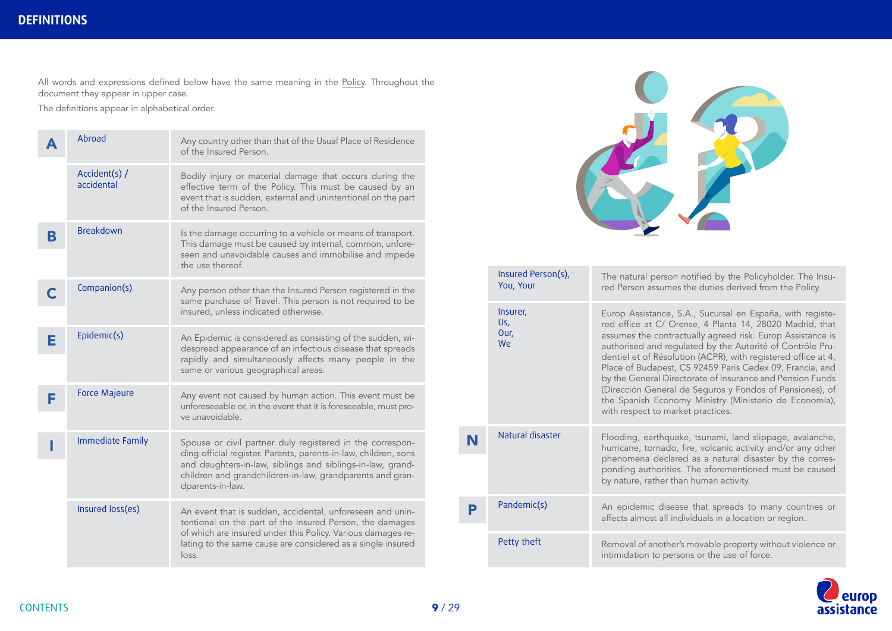# DEFINITIONS

All words and expressions defined below have the same meaning in the Policy. Throughout the document they appear in upper case.

The definitions appear in alphabetical order.

| | Term | Definition |
|---|---|---|
| A | Abroad | Any country other than that of the Usual Place of Residence of the Insured Person. |
| | Accident(s) / accidental | Bodily injury or material damage that occurs during the effective term of the Policy. This must be caused by an event that is sudden, external and unintentional on the part of the Insured Person. |
| B | Breakdown | Is the damage occurring to a vehicle or means of transport. This damage must be caused by internal, common, unforeseen and unavoidable causes and immobilise and impede the use thereof. |
| C | Companion(s) | Any person other than the Insured Person registered in the same purchase of Travel. This person is not required to be insured, unless indicated otherwise. |
| E | Epidemic(s) | An Epidemic is considered as consisting of the sudden, widespread appearance of an infectious disease that spreads rapidly and simultaneously affects many people in the same or various geographical areas. |
| F | Force Majeure | Any event not caused by human action. This event must be unforeseeable or, in the event that it is foreseeable, must prove unavoidable. |
| I | Immediate Family | Spouse or civil partner duly registered in the corresponding official register. Parents, parents-in-law, children, sons and daughters-in-law, siblings and siblings-in-law, grandchildren and grandchildren-in-law, grandparents and grandparents-in-law. |
| | Insured loss(es) | An event that is sudden, accidental, unforeseen and unintentional on the part of the Insured Person, the damages of which are insured under this Policy. Various damages relating to the same cause are considered as a single insured loss. |
| | Insured Person(s), You, Your | The natural person notified by the Policyholder. The Insured Person assumes the duties derived from the Policy. |
| | Insurer, Us, Our, We | Europ Assistance, S.A., Sucursal en España, with registered office at C/ Orense, 4 Planta 14, 28020 Madrid, that assumes the contractually agreed risk. Europ Assistance is authorised and regulated by the Autorité de Contrôle Prudentiel et of Résolution (ACPR), with registered office at 4, Place of Budapest, CS 92459 Paris Cedex 09, Francia, and by the General Directorate of Insurance and Pension Funds (Dirección General de Seguros y Fondos of Pensiones), of the Spanish Economy Ministry (Ministerio de Economía), with respect to market practices. |
| N | Natural disaster | Flooding, earthquake, tsunami, land slippage, avalanche, hurricane, tornado, fire, volcanic activity and/or any other phenomena declared as a natural disaster by the corresponding authorities. The aforementioned must be caused by nature, rather than human activity. |
| P | Pandemic(s) | An epidemic disease that spreads to many countries or affects almost all individuals in a location or region. |
| | Petty theft | Removal of another's movable property without violence or intimidation to persons or the use of force. |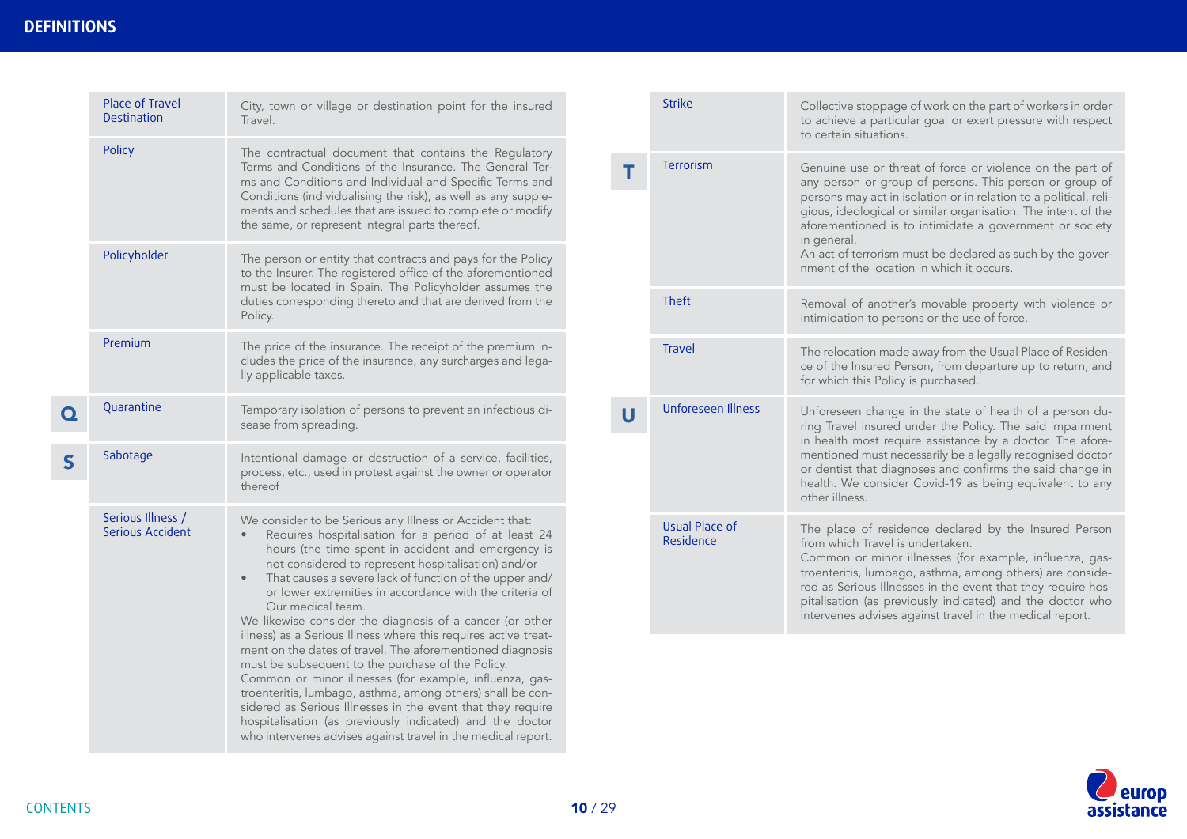# DEFINITIONS

| | Term | Definition |
|---|---|---|
| | Place of Travel Destination | City, town or village or destination point for the insured Travel. |
| | Policy | The contractual document that contains the Regulatory Terms and Conditions of the Insurance. The General Terms and Conditions and Individual and Specific Terms and Conditions (individualising the risk), as well as any supplements and schedules that are issued to complete or modify the same, or represent integral parts thereof. |
| | Policyholder | The person or entity that contracts and pays for the Policy to the Insurer. The registered office of the aforementioned must be located in Spain. The Policyholder assumes the duties corresponding thereto and that are derived from the Policy. |
| | Premium | The price of the insurance. The receipt of the premium includes the price of the insurance, any surcharges and legally applicable taxes. |
| **Q** | Quarantine | Temporary isolation of persons to prevent an infectious disease from spreading. |
| **S** | Sabotage | Intentional damage or destruction of a service, facilities, process, etc., used in protest against the owner or operator thereof |
| | Serious Illness / Serious Accident | We consider to be Serious any Illness or Accident that:<br>• Requires hospitalisation for a period of at least 24 hours (the time spent in accident and emergency is not considered to represent hospitalisation) and/or<br>• That causes a severe lack of function of the upper and/or lower extremities in accordance with the criteria of Our medical team.<br>We likewise consider the diagnosis of a cancer (or other illness) as a Serious Illness where this requires active treatment on the dates of travel. The aforementioned diagnosis must be subsequent to the purchase of the Policy.<br>Common or minor illnesses (for example, influenza, gastroenteritis, lumbago, asthma, among others) shall be considered as Serious Illnesses in the event that they require hospitalisation (as previously indicated) and the doctor who intervenes advises against travel in the medical report. |
| | Strike | Collective stoppage of work on the part of workers in order to achieve a particular goal or exert pressure with respect to certain situations. |
| **T** | Terrorism | Genuine use or threat of force or violence on the part of any person or group of persons. This person or group of persons may act in isolation or in relation to a political, religious, ideological or similar organisation. The intent of the aforementioned is to intimidate a government or society in general.<br>An act of terrorism must be declared as such by the government of the location in which it occurs. |
| | Theft | Removal of another's movable property with violence or intimidation to persons or the use of force. |
| | Travel | The relocation made away from the Usual Place of Residence of the Insured Person, from departure up to return, and for which this Policy is purchased. |
| **U** | Unforeseen Illness | Unforeseen change in the state of health of a person during Travel insured under the Policy. The said impairment in health most require assistance by a doctor. The aforementioned must necessarily be a legally recognised doctor or dentist that diagnoses and confirms the said change in health. We consider Covid-19 as being equivalent to any other illness. |
| | Usual Place of Residence | The place of residence declared by the Insured Person from which Travel is undertaken.<br>Common or minor illnesses (for example, influenza, gastroenteritis, lumbago, asthma, among others) are considered as Serious Illnesses in the event that they require hospitalisation (as previously indicated) and the doctor who intervenes advises against travel in the medical report. |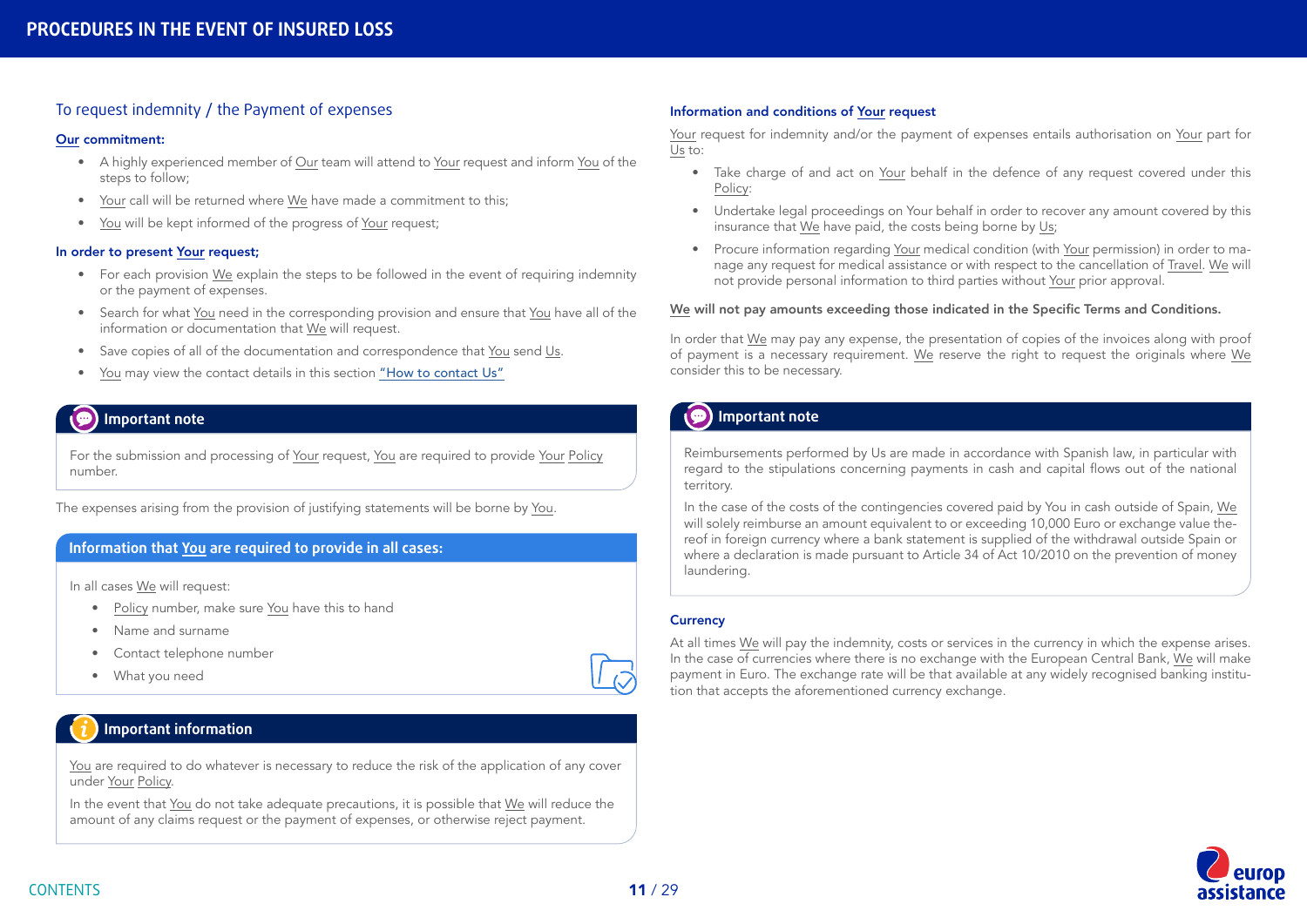# PROCEDURES IN THE EVENT OF INSURED LOSS

## To request indemnity / the Payment of expenses

### Our commitment:

- A highly experienced member of Our team will attend to Your request and inform You of the steps to follow;
- Your call will be returned where We have made a commitment to this;
- You will be kept informed of the progress of Your request;

### In order to present Your request;

- For each provision We explain the steps to be followed in the event of requiring indemnity or the payment of expenses.
- Search for what You need in the corresponding provision and ensure that You have all of the information or documentation that We will request.
- Save copies of all of the documentation and correspondence that You send Us.
- You may view the contact details in this section "How to contact Us"

> **Important note**
>
> For the submission and processing of Your request, You are required to provide Your Policy number.

The expenses arising from the provision of justifying statements will be borne by You.

### Information that You are required to provide in all cases:

In all cases We will request:

- Policy number, make sure You have this to hand
- Name and surname
- Contact telephone number
- What you need

> **Important information**
>
> You are required to do whatever is necessary to reduce the risk of the application of any cover under Your Policy.
>
> In the event that You do not take adequate precautions, it is possible that We will reduce the amount of any claims request or the payment of expenses, or otherwise reject payment.

### Information and conditions of Your request

Your request for indemnity and/or the payment of expenses entails authorisation on Your part for Us to:

- Take charge of and act on Your behalf in the defence of any request covered under this Policy:
- Undertake legal proceedings on Your behalf in order to recover any amount covered by this insurance that We have paid, the costs being borne by Us;
- Procure information regarding Your medical condition (with Your permission) in order to manage any request for medical assistance or with respect to the cancellation of Travel. We will not provide personal information to third parties without Your prior approval.

**We will not pay amounts exceeding those indicated in the Specific Terms and Conditions.**

In order that We may pay any expense, the presentation of copies of the invoices along with proof of payment is a necessary requirement. We reserve the right to request the originals where We consider this to be necessary.

> **Important note**
>
> Reimbursements performed by Us are made in accordance with Spanish law, in particular with regard to the stipulations concerning payments in cash and capital flows out of the national territory.
>
> In the case of the costs of the contingencies covered paid by You in cash outside of Spain, We will solely reimburse an amount equivalent to or exceeding 10,000 Euro or exchange value thereof in foreign currency where a bank statement is supplied of the withdrawal outside Spain or where a declaration is made pursuant to Article 34 of Act 10/2010 on the prevention of money laundering.

### Currency

At all times We will pay the indemnity, costs or services in the currency in which the expense arises. In the case of currencies where there is no exchange with the European Central Bank, We will make payment in Euro. The exchange rate will be that available at any widely recognised banking institution that accepts the aforementioned currency exchange.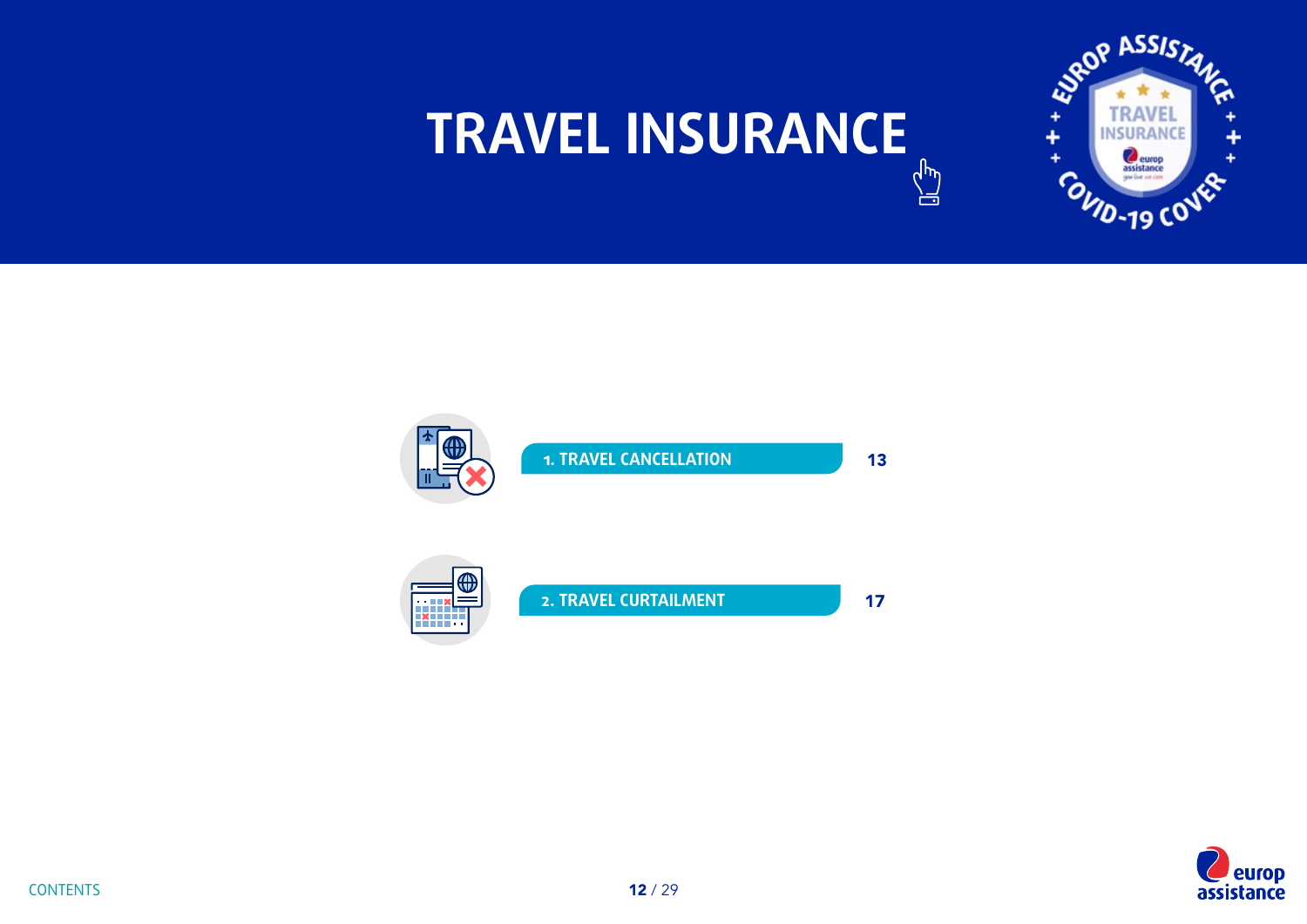# TRAVEL INSURANCE

| | |
|---|---|
| 1. TRAVEL CANCELLATION | 13 |
| 2. TRAVEL CURTAILMENT | 17 |

CONTENTS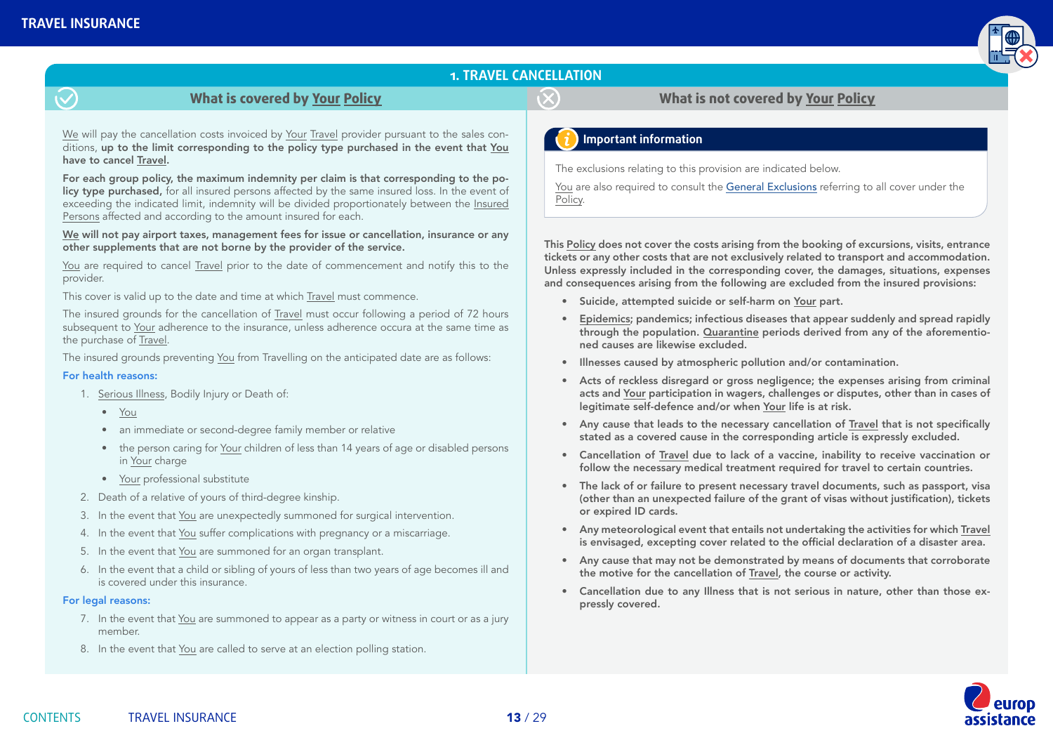## 1. TRAVEL CANCELLATION

### What is covered by Your Policy

We will pay the cancellation costs invoiced by Your Travel provider pursuant to the sales conditions, **up to the limit corresponding to the policy type purchased in the event that You have to cancel Travel.**

**For each group policy, the maximum indemnity per claim is that corresponding to the policy type purchased,** for all insured persons affected by the same insured loss. In the event of exceeding the indicated limit, indemnity will be divided proportionately between the Insured Persons affected and according to the amount insured for each.

**We will not pay airport taxes, management fees for issue or cancellation, insurance or any other supplements that are not borne by the provider of the service.**

You are required to cancel Travel prior to the date of commencement and notify this to the provider.

This cover is valid up to the date and time at which Travel must commence.

The insured grounds for the cancellation of Travel must occur following a period of 72 hours subsequent to Your adherence to the insurance, unless adherence occura at the same time as the purchase of Travel.

The insured grounds preventing You from Travelling on the anticipated date are as follows:

**For health reasons:**

1. Serious Illness, Bodily Injury or Death of:
   - You
   - an immediate or second-degree family member or relative
   - the person caring for Your children of less than 14 years of age or disabled persons in Your charge
   - Your professional substitute
2. Death of a relative of yours of third-degree kinship.
3. In the event that You are unexpectedly summoned for surgical intervention.
4. In the event that You suffer complications with pregnancy or a miscarriage.
5. In the event that You are summoned for an organ transplant.
6. In the event that a child or sibling of yours of less than two years of age becomes ill and is covered under this insurance.

**For legal reasons:**

7. In the event that You are summoned to appear as a party or witness in court or as a jury member.
8. In the event that You are called to serve at an election polling station.

### What is not covered by Your Policy

**Important information**

The exclusions relating to this provision are indicated below.

You are also required to consult the General Exclusions referring to all cover under the Policy.

**This Policy does not cover the costs arising from the booking of excursions, visits, entrance tickets or any other costs that are not exclusively related to transport and accommodation. Unless expressly included in the corresponding cover, the damages, situations, expenses and consequences arising from the following are excluded from the insured provisions:**

- **Suicide, attempted suicide or self-harm on Your part.**
- **Epidemics; pandemics; infectious diseases that appear suddenly and spread rapidly through the population. Quarantine periods derived from any of the aforementioned causes are likewise excluded.**
- **Illnesses caused by atmospheric pollution and/or contamination.**
- **Acts of reckless disregard or gross negligence; the expenses arising from criminal acts and Your participation in wagers, challenges or disputes, other than in cases of legitimate self-defence and/or when Your life is at risk.**
- **Any cause that leads to the necessary cancellation of Travel that is not specifically stated as a covered cause in the corresponding article is expressly excluded.**
- **Cancellation of Travel due to lack of a vaccine, inability to receive vaccination or follow the necessary medical treatment required for travel to certain countries.**
- **The lack of or failure to present necessary travel documents, such as passport, visa (other than an unexpected failure of the grant of visas without justification), tickets or expired ID cards.**
- **Any meteorological event that entails not undertaking the activities for which Travel is envisaged, excepting cover related to the official declaration of a disaster area.**
- **Any cause that may not be demonstrated by means of documents that corroborate the motive for the cancellation of Travel, the course or activity.**
- **Cancellation due to any Illness that is not serious in nature, other than those expressly covered.**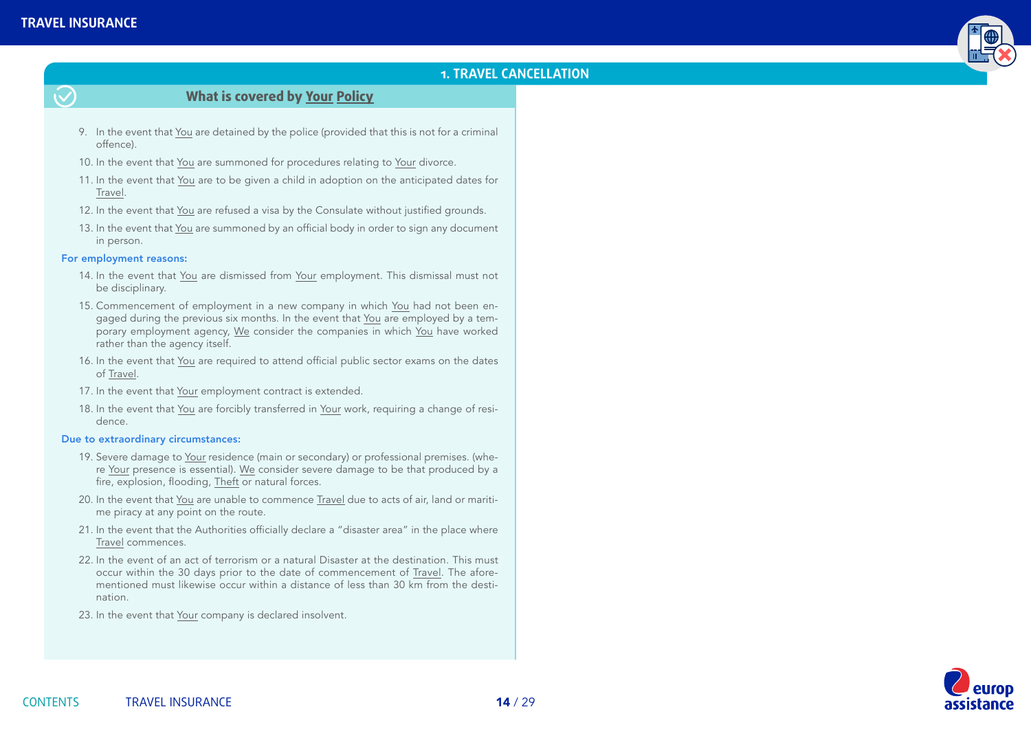## 1. TRAVEL CANCELLATION

### What is covered by Your Policy

9. In the event that You are detained by the police (provided that this is not for a criminal offence).
10. In the event that You are summoned for procedures relating to Your divorce.
11. In the event that You are to be given a child in adoption on the anticipated dates for Travel.
12. In the event that You are refused a visa by the Consulate without justified grounds.
13. In the event that You are summoned by an official body in order to sign any document in person.

**For employment reasons:**

14. In the event that You are dismissed from Your employment. This dismissal must not be disciplinary.
15. Commencement of employment in a new company in which You had not been engaged during the previous six months. In the event that You are employed by a temporary employment agency, We consider the companies in which You have worked rather than the agency itself.
16. In the event that You are required to attend official public sector exams on the dates of Travel.
17. In the event that Your employment contract is extended.
18. In the event that You are forcibly transferred in Your work, requiring a change of residence.

**Due to extraordinary circumstances:**

19. Severe damage to Your residence (main or secondary) or professional premises. (where Your presence is essential). We consider severe damage to be that produced by a fire, explosion, flooding, Theft or natural forces.
20. In the event that You are unable to commence Travel due to acts of air, land or maritime piracy at any point on the route.
21. In the event that the Authorities officially declare a "disaster area" in the place where Travel commences.
22. In the event of an act of terrorism or a natural Disaster at the destination. This must occur within the 30 days prior to the date of commencement of Travel. The aforementioned must likewise occur within a distance of less than 30 km from the destination.
23. In the event that Your company is declared insolvent.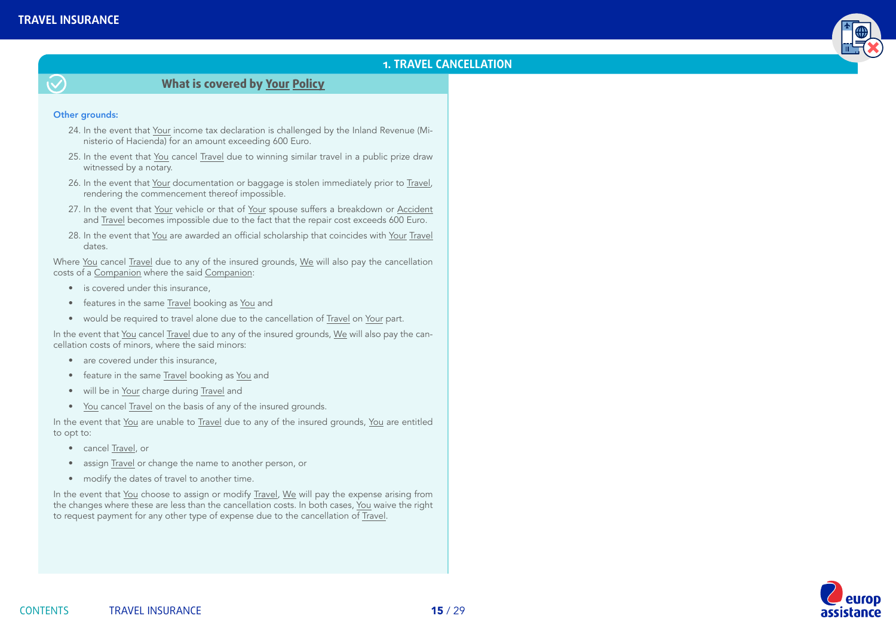## 1. TRAVEL CANCELLATION

### What is covered by Your Policy

**Other grounds:**

24. In the event that Your income tax declaration is challenged by the Inland Revenue (Ministerio of Hacienda) for an amount exceeding 600 Euro.
25. In the event that You cancel Travel due to winning similar travel in a public prize draw witnessed by a notary.
26. In the event that Your documentation or baggage is stolen immediately prior to Travel, rendering the commencement thereof impossible.
27. In the event that Your vehicle or that of Your spouse suffers a breakdown or Accident and Travel becomes impossible due to the fact that the repair cost exceeds 600 Euro.
28. In the event that You are awarded an official scholarship that coincides with Your Travel dates.

Where You cancel Travel due to any of the insured grounds, We will also pay the cancellation costs of a Companion where the said Companion:

- is covered under this insurance,
- features in the same Travel booking as You and
- would be required to travel alone due to the cancellation of Travel on Your part.

In the event that You cancel Travel due to any of the insured grounds, We will also pay the cancellation costs of minors, where the said minors:

- are covered under this insurance,
- feature in the same Travel booking as You and
- will be in Your charge during Travel and
- You cancel Travel on the basis of any of the insured grounds.

In the event that You are unable to Travel due to any of the insured grounds, You are entitled to opt to:

- cancel Travel, or
- assign Travel or change the name to another person, or
- modify the dates of travel to another time.

In the event that You choose to assign or modify Travel, We will pay the expense arising from the changes where these are less than the cancellation costs. In both cases, You waive the right to request payment for any other type of expense due to the cancellation of Travel.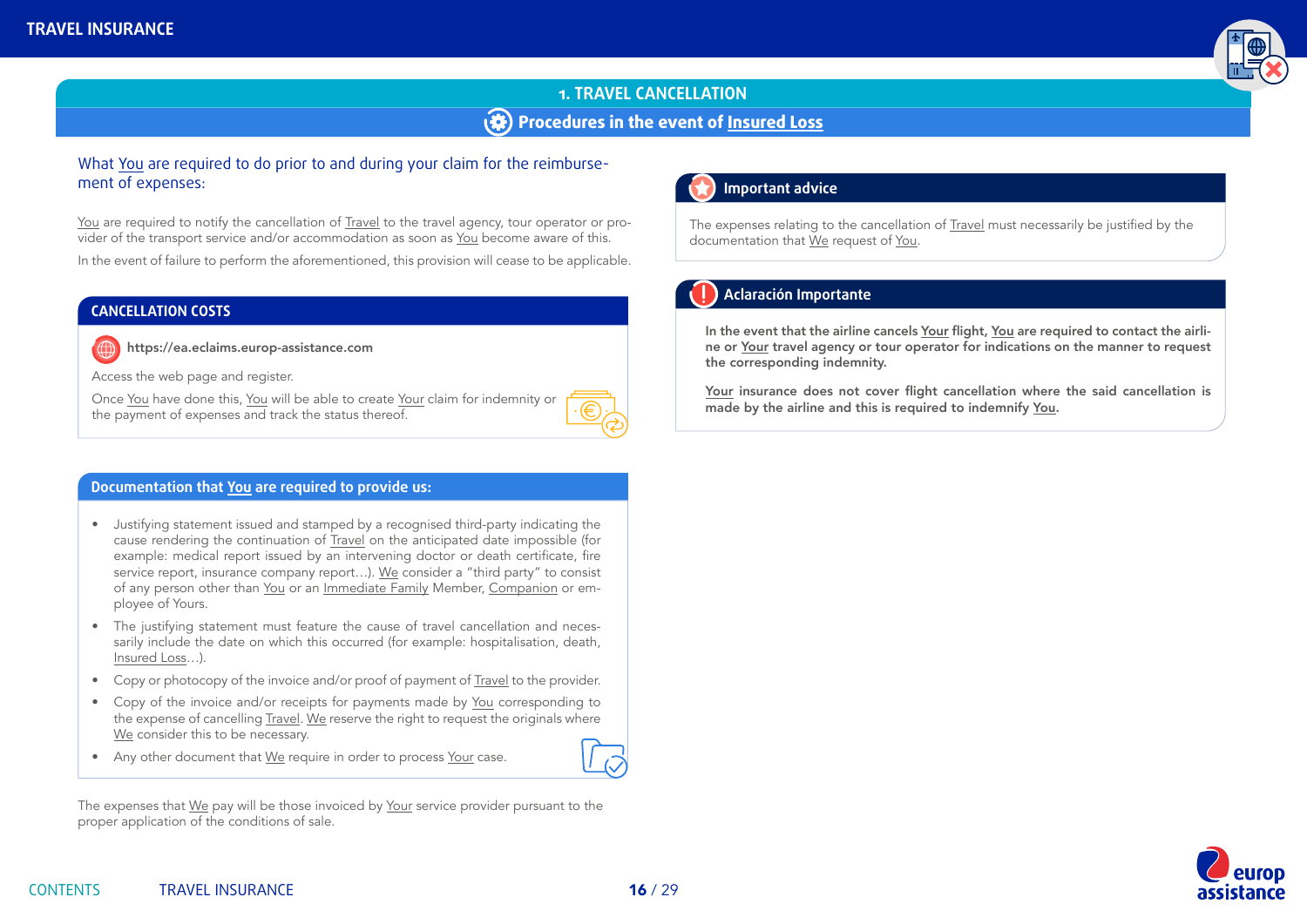## 1. TRAVEL CANCELLATION

### Procedures in the event of Insured Loss

What You are required to do prior to and during your claim for the reimbursement of expenses:

You are required to notify the cancellation of Travel to the travel agency, tour operator or provider of the transport service and/or accommodation as soon as You become aware of this.

In the event of failure to perform the aforementioned, this provision will cease to be applicable.

#### CANCELLATION COSTS

**https://ea.eclaims.europ-assistance.com**

Access the web page and register.

Once You have done this, You will be able to create Your claim for indemnity or the payment of expenses and track the status thereof.

#### Documentation that You are required to provide us:

- Justifying statement issued and stamped by a recognised third-party indicating the cause rendering the continuation of Travel on the anticipated date impossible (for example: medical report issued by an intervening doctor or death certificate, fire service report, insurance company report…). We consider a "third party" to consist of any person other than You or an Immediate Family Member, Companion or employee of Yours.
- The justifying statement must feature the cause of travel cancellation and necessarily include the date on which this occurred (for example: hospitalisation, death, Insured Loss…).
- Copy or photocopy of the invoice and/or proof of payment of Travel to the provider.
- Copy of the invoice and/or receipts for payments made by You corresponding to the expense of cancelling Travel. We reserve the right to request the originals where We consider this to be necessary.
- Any other document that We require in order to process Your case.

The expenses that We pay will be those invoiced by Your service provider pursuant to the proper application of the conditions of sale.

#### Important advice

The expenses relating to the cancellation of Travel must necessarily be justified by the documentation that We request of You.

#### Aclaración Importante

**In the event that the airline cancels Your flight, You are required to contact the airline or Your travel agency or tour operator for indications on the manner to request the corresponding indemnity.**

**Your insurance does not cover flight cancellation where the said cancellation is made by the airline and this is required to indemnify You.**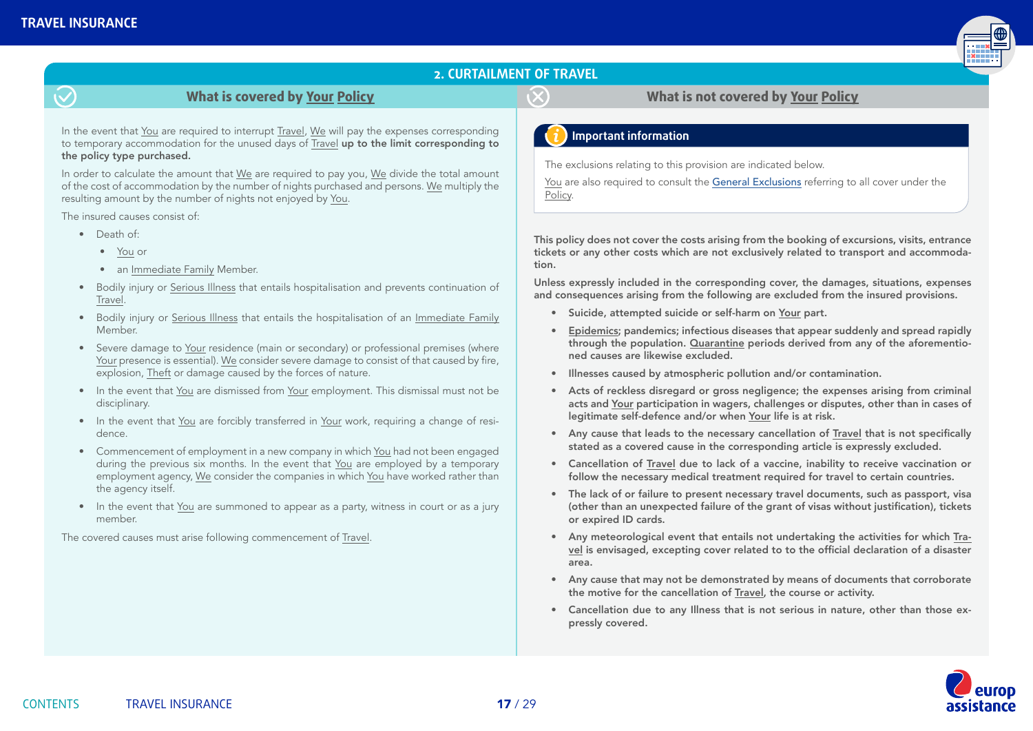## 2. CURTAILMENT OF TRAVEL

### What is covered by Your Policy

In the event that You are required to interrupt Travel, We will pay the expenses corresponding to temporary accommodation for the unused days of Travel **up to the limit corresponding to the policy type purchased.**

In order to calculate the amount that We are required to pay you, We divide the total amount of the cost of accommodation by the number of nights purchased and persons. We multiply the resulting amount by the number of nights not enjoyed by You.

The insured causes consist of:

- Death of:
  - You or
  - an Immediate Family Member.
- Bodily injury or Serious Illness that entails hospitalisation and prevents continuation of Travel.
- Bodily injury or Serious Illness that entails the hospitalisation of an Immediate Family Member.
- Severe damage to Your residence (main or secondary) or professional premises (where Your presence is essential). We consider severe damage to consist of that caused by fire, explosion, Theft or damage caused by the forces of nature.
- In the event that You are dismissed from Your employment. This dismissal must not be disciplinary.
- In the event that You are forcibly transferred in Your work, requiring a change of residence.
- Commencement of employment in a new company in which You had not been engaged during the previous six months. In the event that You are employed by a temporary employment agency, We consider the companies in which You have worked rather than the agency itself.
- In the event that You are summoned to appear as a party, witness in court or as a jury member.

The covered causes must arise following commencement of Travel.

### What is not covered by Your Policy

**Important information**

The exclusions relating to this provision are indicated below.

You are also required to consult the General Exclusions referring to all cover under the Policy.

**This policy does not cover the costs arising from the booking of excursions, visits, entrance tickets or any other costs which are not exclusively related to transport and accommodation.**

**Unless expressly included in the corresponding cover, the damages, situations, expenses and consequences arising from the following are excluded from the insured provisions.**

- **Suicide, attempted suicide or self-harm on Your part.**
- **Epidemics; pandemics; infectious diseases that appear suddenly and spread rapidly through the population. Quarantine periods derived from any of the aforementioned causes are likewise excluded.**
- **Illnesses caused by atmospheric pollution and/or contamination.**
- **Acts of reckless disregard or gross negligence; the expenses arising from criminal acts and Your participation in wagers, challenges or disputes, other than in cases of legitimate self-defence and/or when Your life is at risk.**
- **Any cause that leads to the necessary cancellation of Travel that is not specifically stated as a covered cause in the corresponding article is expressly excluded.**
- **Cancellation of Travel due to lack of a vaccine, inability to receive vaccination or follow the necessary medical treatment required for travel to certain countries.**
- **The lack of or failure to present necessary travel documents, such as passport, visa (other than an unexpected failure of the grant of visas without justification), tickets or expired ID cards.**
- **Any meteorological event that entails not undertaking the activities for which Travel is envisaged, excepting cover related to to the official declaration of a disaster area.**
- **Any cause that may not be demonstrated by means of documents that corroborate the motive for the cancellation of Travel, the course or activity.**
- **Cancellation due to any Illness that is not serious in nature, other than those expressly covered.**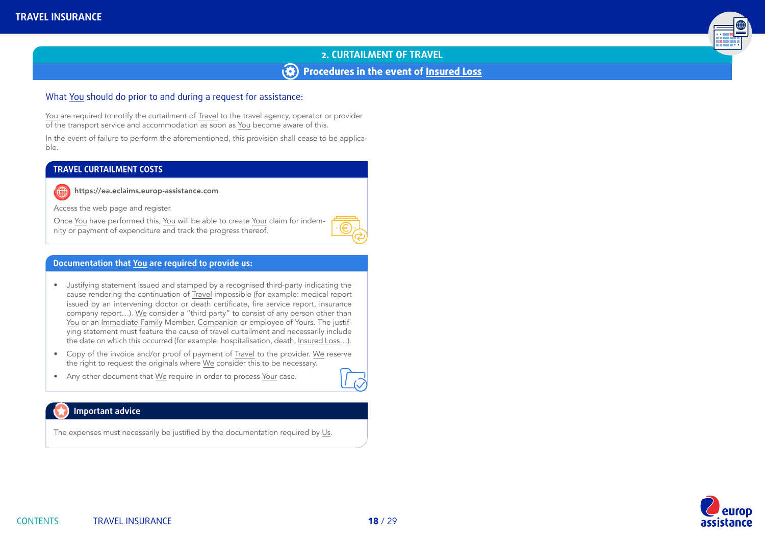## 2. CURTAILMENT OF TRAVEL

### Procedures in the event of Insured Loss

What You should do prior to and during a request for assistance:

You are required to notify the curtailment of Travel to the travel agency, operator or provider of the transport service and accommodation as soon as You become aware of this.

In the event of failure to perform the aforementioned, this provision shall cease to be applicable.

#### TRAVEL CURTAILMENT COSTS

**https://ea.eclaims.europ-assistance.com**

Access the web page and register.

Once You have performed this, You will be able to create Your claim for indemnity or payment of expenditure and track the progress thereof.

#### Documentation that You are required to provide us:

- Justifying statement issued and stamped by a recognised third-party indicating the cause rendering the continuation of Travel impossible (for example: medical report issued by an intervening doctor or death certificate, fire service report, insurance company report…). We consider a "third party" to consist of any person other than You or an Immediate Family Member, Companion or employee of Yours. The justifying statement must feature the cause of travel curtailment and necessarily include the date on which this occurred (for example: hospitalisation, death, Insured Loss…).
- Copy of the invoice and/or proof of payment of Travel to the provider. We reserve the right to request the originals where We consider this to be necessary.
- Any other document that We require in order to process Your case.

#### Important advice

The expenses must necessarily be justified by the documentation required by Us.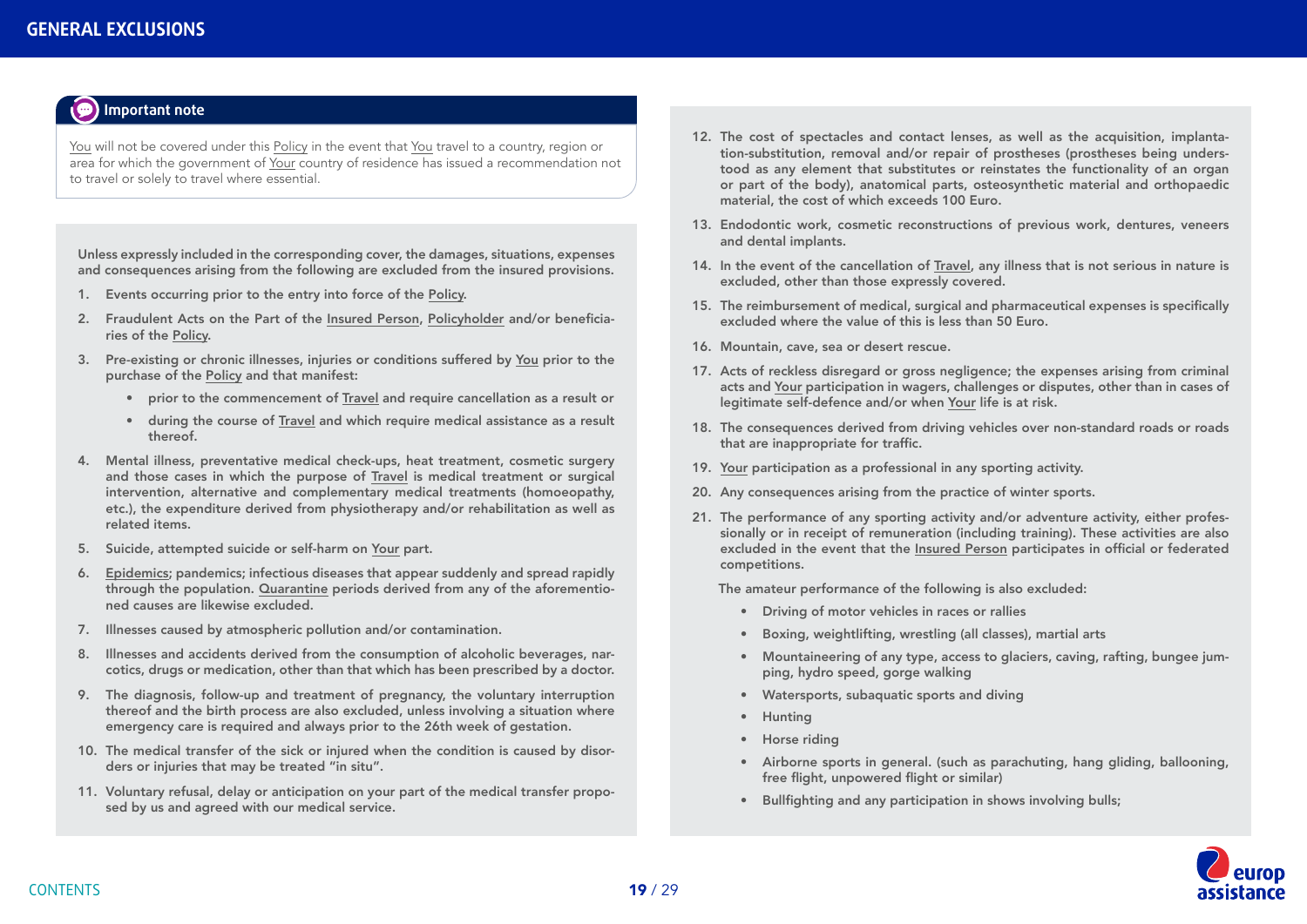# GENERAL EXCLUSIONS

**Important note**

You will not be covered under this Policy in the event that You travel to a country, region or area for which the government of Your country of residence has issued a recommendation not to travel or solely to travel where essential.

**Unless expressly included in the corresponding cover, the damages, situations, expenses and consequences arising from the following are excluded from the insured provisions.**

1. Events occurring prior to the entry into force of the Policy.
2. Fraudulent Acts on the Part of the Insured Person, Policyholder and/or beneficiaries of the Policy.
3. Pre-existing or chronic illnesses, injuries or conditions suffered by You prior to the purchase of the Policy and that manifest:
   - prior to the commencement of Travel and require cancellation as a result or
   - during the course of Travel and which require medical assistance as a result thereof.
4. Mental illness, preventative medical check-ups, heat treatment, cosmetic surgery and those cases in which the purpose of Travel is medical treatment or surgical intervention, alternative and complementary medical treatments (homoeopathy, etc.), the expenditure derived from physiotherapy and/or rehabilitation as well as related items.
5. Suicide, attempted suicide or self-harm on Your part.
6. Epidemics; pandemics; infectious diseases that appear suddenly and spread rapidly through the population. Quarantine periods derived from any of the aforementioned causes are likewise excluded.
7. Illnesses caused by atmospheric pollution and/or contamination.
8. Illnesses and accidents derived from the consumption of alcoholic beverages, narcotics, drugs or medication, other than that which has been prescribed by a doctor.
9. The diagnosis, follow-up and treatment of pregnancy, the voluntary interruption thereof and the birth process are also excluded, unless involving a situation where emergency care is required and always prior to the 26th week of gestation.
10. The medical transfer of the sick or injured when the condition is caused by disorders or injuries that may be treated "in situ".
11. Voluntary refusal, delay or anticipation on your part of the medical transfer proposed by us and agreed with our medical service.
12. The cost of spectacles and contact lenses, as well as the acquisition, implantation-substitution, removal and/or repair of prostheses (prostheses being understood as any element that substitutes or reinstates the functionality of an organ or part of the body), anatomical parts, osteosynthetic material and orthopaedic material, the cost of which exceeds 100 Euro.
13. Endodontic work, cosmetic reconstructions of previous work, dentures, veneers and dental implants.
14. In the event of the cancellation of Travel, any illness that is not serious in nature is excluded, other than those expressly covered.
15. The reimbursement of medical, surgical and pharmaceutical expenses is specifically excluded where the value of this is less than 50 Euro.
16. Mountain, cave, sea or desert rescue.
17. Acts of reckless disregard or gross negligence; the expenses arising from criminal acts and Your participation in wagers, challenges or disputes, other than in cases of legitimate self-defence and/or when Your life is at risk.
18. The consequences derived from driving vehicles over non-standard roads or roads that are inappropriate for traffic.
19. Your participation as a professional in any sporting activity.
20. Any consequences arising from the practice of winter sports.
21. The performance of any sporting activity and/or adventure activity, either professionally or in receipt of remuneration (including training). These activities are also excluded in the event that the Insured Person participates in official or federated competitions.

    The amateur performance of the following is also excluded:

    - Driving of motor vehicles in races or rallies
    - Boxing, weightlifting, wrestling (all classes), martial arts
    - Mountaineering of any type, access to glaciers, caving, rafting, bungee jumping, hydro speed, gorge walking
    - Watersports, subaquatic sports and diving
    - Hunting
    - Horse riding
    - Airborne sports in general. (such as parachuting, hang gliding, ballooning, free flight, unpowered flight or similar)
    - Bullfighting and any participation in shows involving bulls;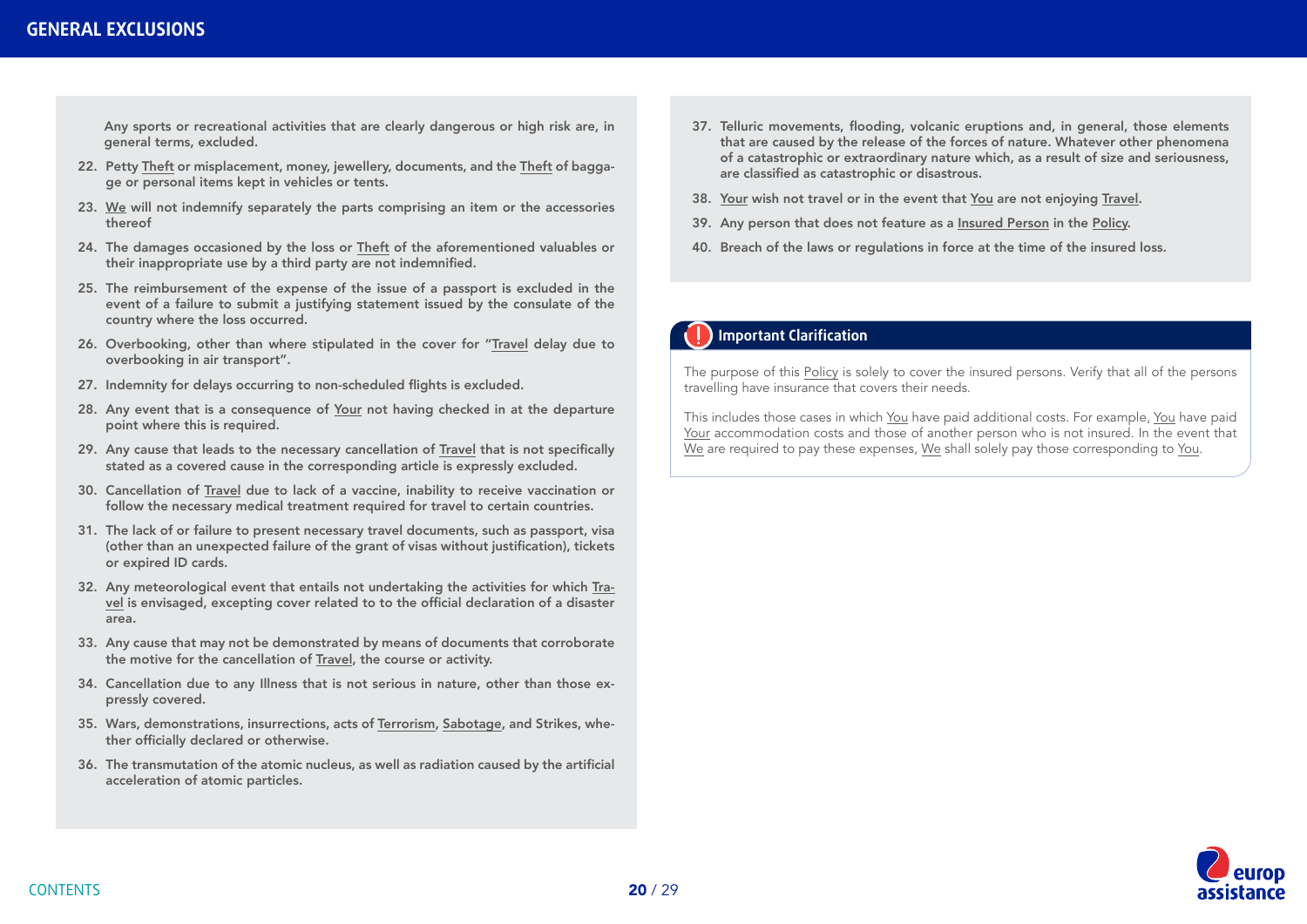# GENERAL EXCLUSIONS

Any sports or recreational activities that are clearly dangerous or high risk are, in general terms, excluded.

22. Petty Theft or misplacement, money, jewellery, documents, and the Theft of baggage or personal items kept in vehicles or tents.
23. We will not indemnify separately the parts comprising an item or the accessories thereof
24. The damages occasioned by the loss or Theft of the aforementioned valuables or their inappropriate use by a third party are not indemnified.
25. The reimbursement of the expense of the issue of a passport is excluded in the event of a failure to submit a justifying statement issued by the consulate of the country where the loss occurred.
26. Overbooking, other than where stipulated in the cover for "Travel delay due to overbooking in air transport".
27. Indemnity for delays occurring to non-scheduled flights is excluded.
28. Any event that is a consequence of Your not having checked in at the departure point where this is required.
29. Any cause that leads to the necessary cancellation of Travel that is not specifically stated as a covered cause in the corresponding article is expressly excluded.
30. Cancellation of Travel due to lack of a vaccine, inability to receive vaccination or follow the necessary medical treatment required for travel to certain countries.
31. The lack of or failure to present necessary travel documents, such as passport, visa (other than an unexpected failure of the grant of visas without justification), tickets or expired ID cards.
32. Any meteorological event that entails not undertaking the activities for which Travel is envisaged, excepting cover related to to the official declaration of a disaster area.
33. Any cause that may not be demonstrated by means of documents that corroborate the motive for the cancellation of Travel, the course or activity.
34. Cancellation due to any Illness that is not serious in nature, other than those expressly covered.
35. Wars, demonstrations, insurrections, acts of Terrorism, Sabotage, and Strikes, whether officially declared or otherwise.
36. The transmutation of the atomic nucleus, as well as radiation caused by the artificial acceleration of atomic particles.
37. Telluric movements, flooding, volcanic eruptions and, in general, those elements that are caused by the release of the forces of nature. Whatever other phenomena of a catastrophic or extraordinary nature which, as a result of size and seriousness, are classified as catastrophic or disastrous.
38. Your wish not travel or in the event that You are not enjoying Travel.
39. Any person that does not feature as a Insured Person in the Policy.
40. Breach of the laws or regulations in force at the time of the insured loss.

## Important Clarification

The purpose of this Policy is solely to cover the insured persons. Verify that all of the persons travelling have insurance that covers their needs.

This includes those cases in which You have paid additional costs. For example, You have paid Your accommodation costs and those of another person who is not insured. In the event that We are required to pay these expenses, We shall solely pay those corresponding to You.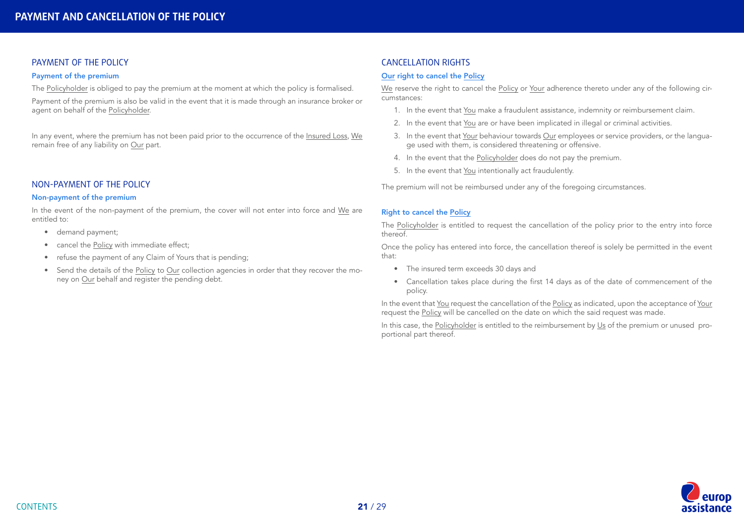# PAYMENT AND CANCELLATION OF THE POLICY

## PAYMENT OF THE POLICY

### Payment of the premium

The Policyholder is obliged to pay the premium at the moment at which the policy is formalised.

Payment of the premium is also be valid in the event that it is made through an insurance broker or agent on behalf of the Policyholder.

In any event, where the premium has not been paid prior to the occurrence of the Insured Loss, We remain free of any liability on Our part.

## NON-PAYMENT OF THE POLICY

### Non-payment of the premium

In the event of the non-payment of the premium, the cover will not enter into force and We are entitled to:

- demand payment;
- cancel the Policy with immediate effect;
- refuse the payment of any Claim of Yours that is pending;
- Send the details of the Policy to Our collection agencies in order that they recover the money on Our behalf and register the pending debt.

## CANCELLATION RIGHTS

### Our right to cancel the Policy

We reserve the right to cancel the Policy or Your adherence thereto under any of the following circumstances:

1. In the event that You make a fraudulent assistance, indemnity or reimbursement claim.
2. In the event that You are or have been implicated in illegal or criminal activities.
3. In the event that Your behaviour towards Our employees or service providers, or the language used with them, is considered threatening or offensive.
4. In the event that the Policyholder does do not pay the premium.
5. In the event that You intentionally act fraudulently.

The premium will not be reimbursed under any of the foregoing circumstances.

### Right to cancel the Policy

The Policyholder is entitled to request the cancellation of the policy prior to the entry into force thereof.

Once the policy has entered into force, the cancellation thereof is solely be permitted in the event that:

- The insured term exceeds 30 days and
- Cancellation takes place during the first 14 days as of the date of commencement of the policy.

In the event that You request the cancellation of the Policy as indicated, upon the acceptance of Your request the Policy will be cancelled on the date on which the said request was made.

In this case, the Policyholder is entitled to the reimbursement by Us of the premium or unused proportional part thereof.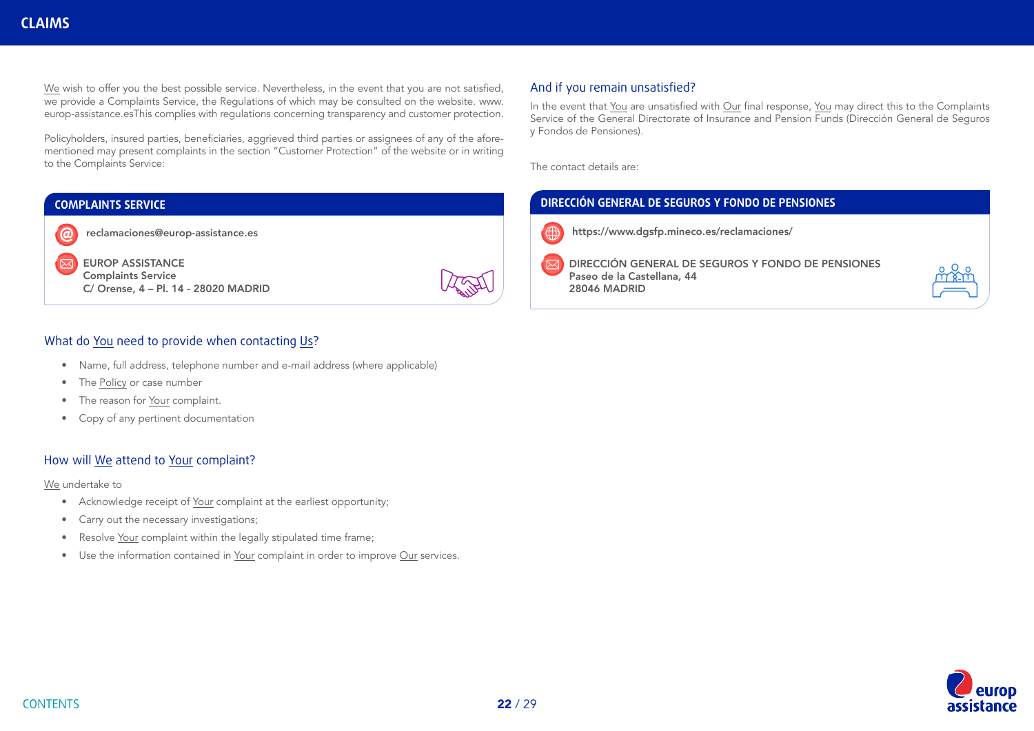# CLAIMS

We wish to offer you the best possible service. Nevertheless, in the event that you are not satisfied, we provide a Complaints Service, the Regulations of which may be consulted on the website. www.europ-assistance.esThis complies with regulations concerning transparency and customer protection.

Policyholders, insured parties, beneficiaries, aggrieved third parties or assignees of any of the afore-mentioned may present complaints in the section "Customer Protection" of the website or in writing to the Complaints Service:

### COMPLAINTS SERVICE

**reclamaciones@europ-assistance.es**

EUROP ASSISTANCE
**Complaints Service**
**C/ Orense, 4 – Pl. 14 - 28020 MADRID**

## What do You need to provide when contacting Us?

- Name, full address, telephone number and e-mail address (where applicable)
- The Policy or case number
- The reason for Your complaint.
- Copy of any pertinent documentation

## How will We attend to Your complaint?

We undertake to

- Acknowledge receipt of Your complaint at the earliest opportunity;
- Carry out the necessary investigations;
- Resolve Your complaint within the legally stipulated time frame;
- Use the information contained in Your complaint in order to improve Our services.

## And if you remain unsatisfied?

In the event that You are unsatisfied with Our final response, You may direct this to the Complaints Service of the General Directorate of Insurance and Pension Funds (Dirección General de Seguros y Fondos de Pensiones).

The contact details are:

### DIRECCIÓN GENERAL DE SEGUROS Y FONDO DE PENSIONES

**https://www.dgsfp.mineco.es/reclamaciones/**

DIRECCIÓN GENERAL DE SEGUROS Y FONDO DE PENSIONES
**Paseo de la Castellana, 44**
**28046 MADRID**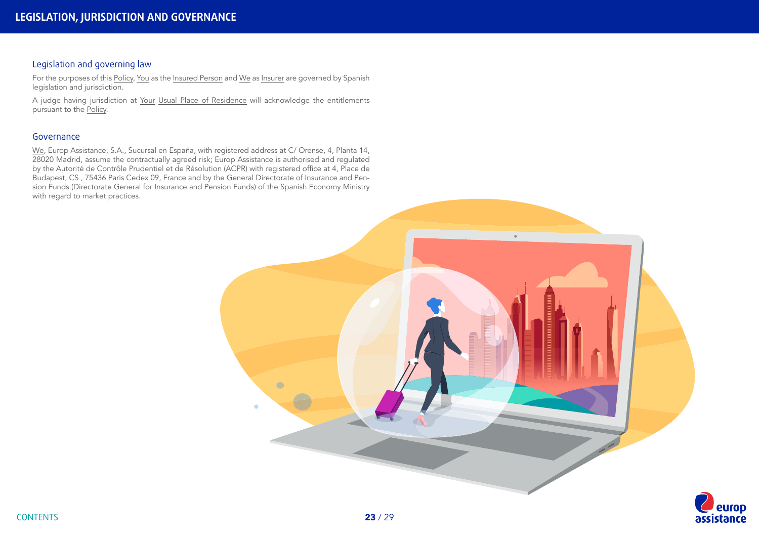# LEGISLATION, JURISDICTION AND GOVERNANCE

## Legislation and governing law

For the purposes of this Policy, You as the Insured Person and We as Insurer are governed by Spanish legislation and jurisdiction.

A judge having jurisdiction at Your Usual Place of Residence will acknowledge the entitlements pursuant to the Policy.

## Governance

We, Europ Assistance, S.A., Sucursal en España, with registered address at C/ Orense, 4, Planta 14, 28020 Madrid, assume the contractually agreed risk; Europ Assistance is authorised and regulated by the Autorité de Contrôle Prudentiel et de Résolution (ACPR) with registered office at 4, Place de Budapest, CS , 75436 Paris Cedex 09, France and by the General Directorate of Insurance and Pension Funds (Directorate General for Insurance and Pension Funds) of the Spanish Economy Ministry with regard to market practices.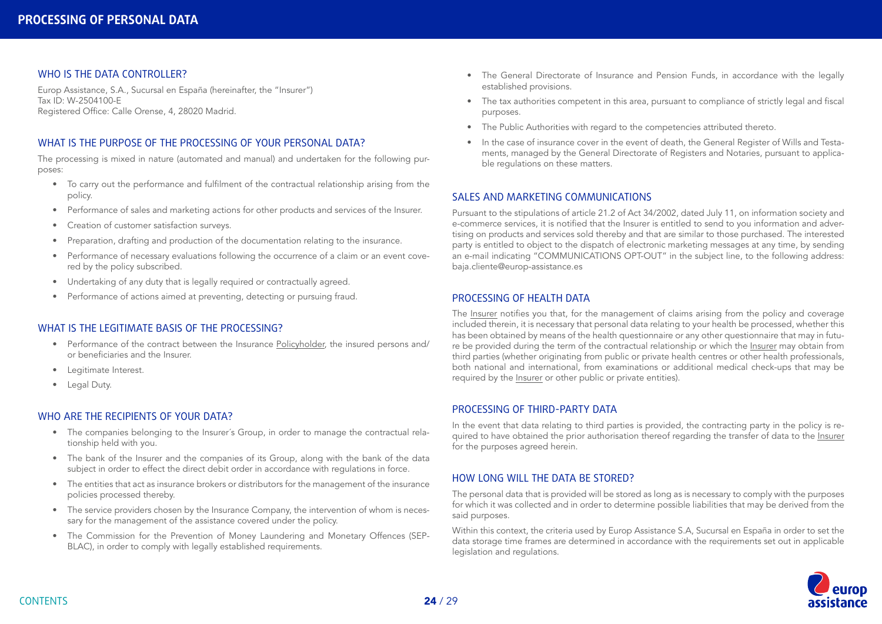# PROCESSING OF PERSONAL DATA

## WHO IS THE DATA CONTROLLER?

Europ Assistance, S.A., Sucursal en España (hereinafter, the "Insurer")
Tax ID: W-2504100-E
Registered Office: Calle Orense, 4, 28020 Madrid.

## WHAT IS THE PURPOSE OF THE PROCESSING OF YOUR PERSONAL DATA?

The processing is mixed in nature (automated and manual) and undertaken for the following purposes:

- To carry out the performance and fulfilment of the contractual relationship arising from the policy.
- Performance of sales and marketing actions for other products and services of the Insurer.
- Creation of customer satisfaction surveys.
- Preparation, drafting and production of the documentation relating to the insurance.
- Performance of necessary evaluations following the occurrence of a claim or an event covered by the policy subscribed.
- Undertaking of any duty that is legally required or contractually agreed.
- Performance of actions aimed at preventing, detecting or pursuing fraud.

## WHAT IS THE LEGITIMATE BASIS OF THE PROCESSING?

- Performance of the contract between the Insurance Policyholder, the insured persons and/or beneficiaries and the Insurer.
- Legitimate Interest.
- Legal Duty.

## WHO ARE THE RECIPIENTS OF YOUR DATA?

- The companies belonging to the Insurer´s Group, in order to manage the contractual relationship held with you.
- The bank of the Insurer and the companies of its Group, along with the bank of the data subject in order to effect the direct debit order in accordance with regulations in force.
- The entities that act as insurance brokers or distributors for the management of the insurance policies processed thereby.
- The service providers chosen by the Insurance Company, the intervention of whom is necessary for the management of the assistance covered under the policy.
- The Commission for the Prevention of Money Laundering and Monetary Offences (SEPBLAC), in order to comply with legally established requirements.
- The General Directorate of Insurance and Pension Funds, in accordance with the legally established provisions.
- The tax authorities competent in this area, pursuant to compliance of strictly legal and fiscal purposes.
- The Public Authorities with regard to the competencies attributed thereto.
- In the case of insurance cover in the event of death, the General Register of Wills and Testaments, managed by the General Directorate of Registers and Notaries, pursuant to applicable regulations on these matters.

## SALES AND MARKETING COMMUNICATIONS

Pursuant to the stipulations of article 21.2 of Act 34/2002, dated July 11, on information society and e-commerce services, it is notified that the Insurer is entitled to send to you information and advertising on products and services sold thereby and that are similar to those purchased. The interested party is entitled to object to the dispatch of electronic marketing messages at any time, by sending an e-mail indicating "COMMUNICATIONS OPT-OUT" in the subject line, to the following address: baja.cliente@europ-assistance.es

## PROCESSING OF HEALTH DATA

The Insurer notifies you that, for the management of claims arising from the policy and coverage included therein, it is necessary that personal data relating to your health be processed, whether this has been obtained by means of the health questionnaire or any other questionnaire that may in future be provided during the term of the contractual relationship or which the Insurer may obtain from third parties (whether originating from public or private health centres or other health professionals, both national and international, from examinations or additional medical check-ups that may be required by the Insurer or other public or private entities).

## PROCESSING OF THIRD-PARTY DATA

In the event that data relating to third parties is provided, the contracting party in the policy is required to have obtained the prior authorisation thereof regarding the transfer of data to the Insurer for the purposes agreed herein.

## HOW LONG WILL THE DATA BE STORED?

The personal data that is provided will be stored as long as is necessary to comply with the purposes for which it was collected and in order to determine possible liabilities that may be derived from the said purposes.

Within this context, the criteria used by Europ Assistance S.A, Sucursal en España in order to set the data storage time frames are determined in accordance with the requirements set out in applicable legislation and regulations.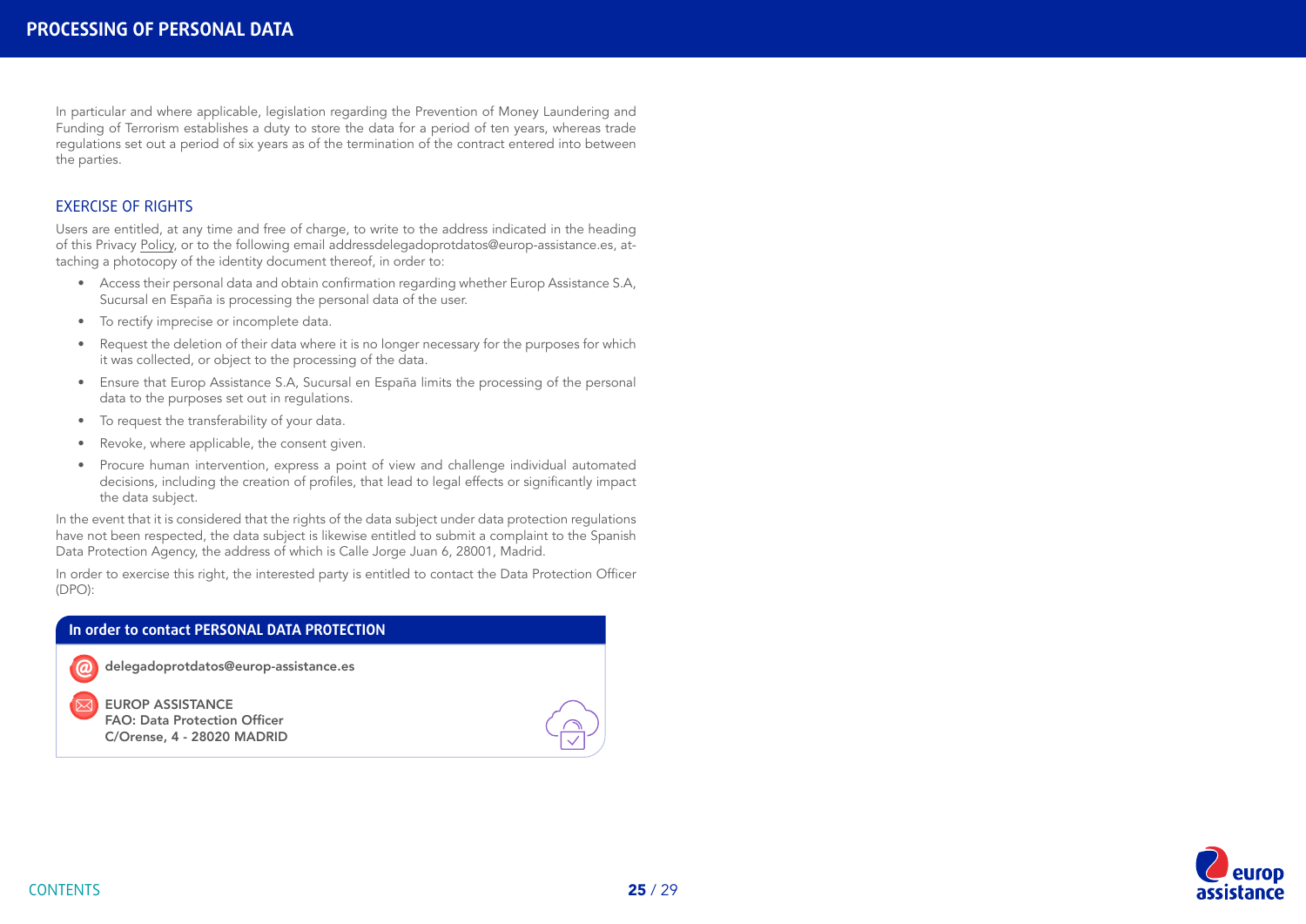In particular and where applicable, legislation regarding the Prevention of Money Laundering and Funding of Terrorism establishes a duty to store the data for a period of ten years, whereas trade regulations set out a period of six years as of the termination of the contract entered into between the parties.

## EXERCISE OF RIGHTS

Users are entitled, at any time and free of charge, to write to the address indicated in the heading of this Privacy Policy, or to the following email addressdelegadoprotdatos@europ-assistance.es, attaching a photocopy of the identity document thereof, in order to:

- Access their personal data and obtain confirmation regarding whether Europ Assistance S.A, Sucursal en España is processing the personal data of the user.
- To rectify imprecise or incomplete data.
- Request the deletion of their data where it is no longer necessary for the purposes for which it was collected, or object to the processing of the data.
- Ensure that Europ Assistance S.A, Sucursal en España limits the processing of the personal data to the purposes set out in regulations.
- To request the transferability of your data.
- Revoke, where applicable, the consent given.
- Procure human intervention, express a point of view and challenge individual automated decisions, including the creation of profiles, that lead to legal effects or significantly impact the data subject.

In the event that it is considered that the rights of the data subject under data protection regulations have not been respected, the data subject is likewise entitled to submit a complaint to the Spanish Data Protection Agency, the address of which is Calle Jorge Juan 6, 28001, Madrid.

In order to exercise this right, the interested party is entitled to contact the Data Protection Officer (DPO):

**In order to contact PERSONAL DATA PROTECTION**

**delegadoprotdatos@europ-assistance.es**

**EUROP ASSISTANCE**
**FAO: Data Protection Officer**
**C/Orense, 4 - 28020 MADRID**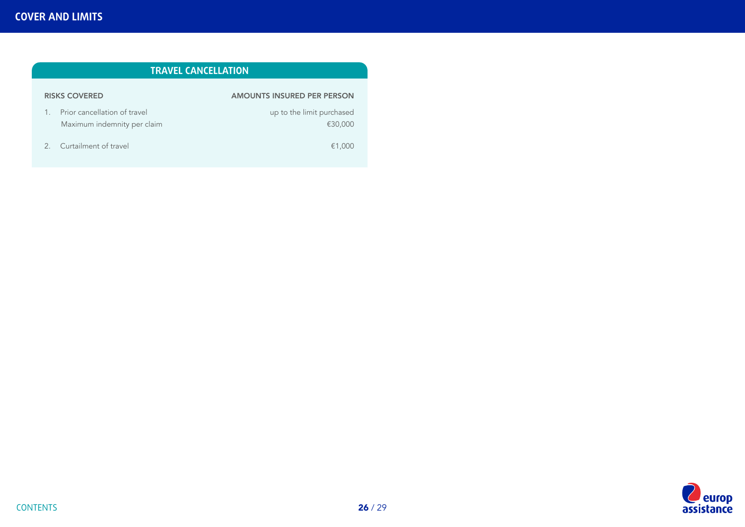# COVER AND LIMITS

## TRAVEL CANCELLATION

| RISKS COVERED | AMOUNTS INSURED PER PERSON |
|---|---|
| 1. Prior cancellation of travel | up to the limit purchased |
| Maximum indemnity per claim | €30,000 |
| 2. Curtailment of travel | €1,000 |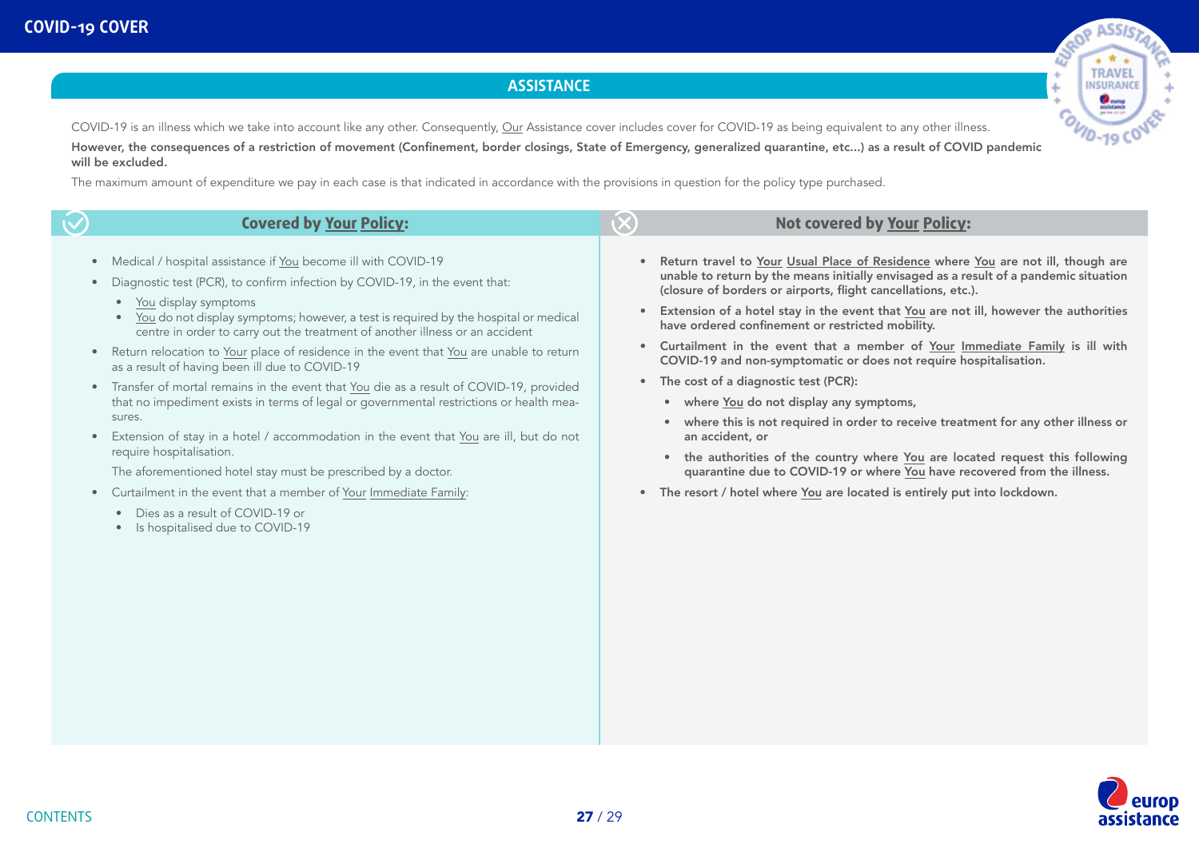# COVID-19 COVER

## ASSISTANCE

COVID-19 is an illness which we take into account like any other. Consequently, Our Assistance cover includes cover for COVID-19 as being equivalent to any other illness.

**However, the consequences of a restriction of movement (Confinement, border closings, State of Emergency, generalized quarantine, etc...) as a result of COVID pandemic will be excluded.**

The maximum amount of expenditure we pay in each case is that indicated in accordance with the provisions in question for the policy type purchased.

### Covered by Your Policy:

- Medical / hospital assistance if You become ill with COVID-19
- Diagnostic test (PCR), to confirm infection by COVID-19, in the event that:
  - You display symptoms
  - You do not display symptoms; however, a test is required by the hospital or medical centre in order to carry out the treatment of another illness or an accident
- Return relocation to Your place of residence in the event that You are unable to return as a result of having been ill due to COVID-19
- Transfer of mortal remains in the event that You die as a result of COVID-19, provided that no impediment exists in terms of legal or governmental restrictions or health measures.
- Extension of stay in a hotel / accommodation in the event that You are ill, but do not require hospitalisation.

  The aforementioned hotel stay must be prescribed by a doctor.
- Curtailment in the event that a member of Your Immediate Family:
  - Dies as a result of COVID-19 or
  - Is hospitalised due to COVID-19

### Not covered by Your Policy:

- **Return travel to Your Usual Place of Residence where You are not ill, though are unable to return by the means initially envisaged as a result of a pandemic situation (closure of borders or airports, flight cancellations, etc.).**
- **Extension of a hotel stay in the event that You are not ill, however the authorities have ordered confinement or restricted mobility.**
- **Curtailment in the event that a member of Your Immediate Family is ill with COVID-19 and non-symptomatic or does not require hospitalisation.**
- **The cost of a diagnostic test (PCR):**
  - **where You do not display any symptoms,**
  - **where this is not required in order to receive treatment for any other illness or an accident, or**
  - **the authorities of the country where You are located request this following quarantine due to COVID-19 or where You have recovered from the illness.**
- **The resort / hotel where You are located is entirely put into lockdown.**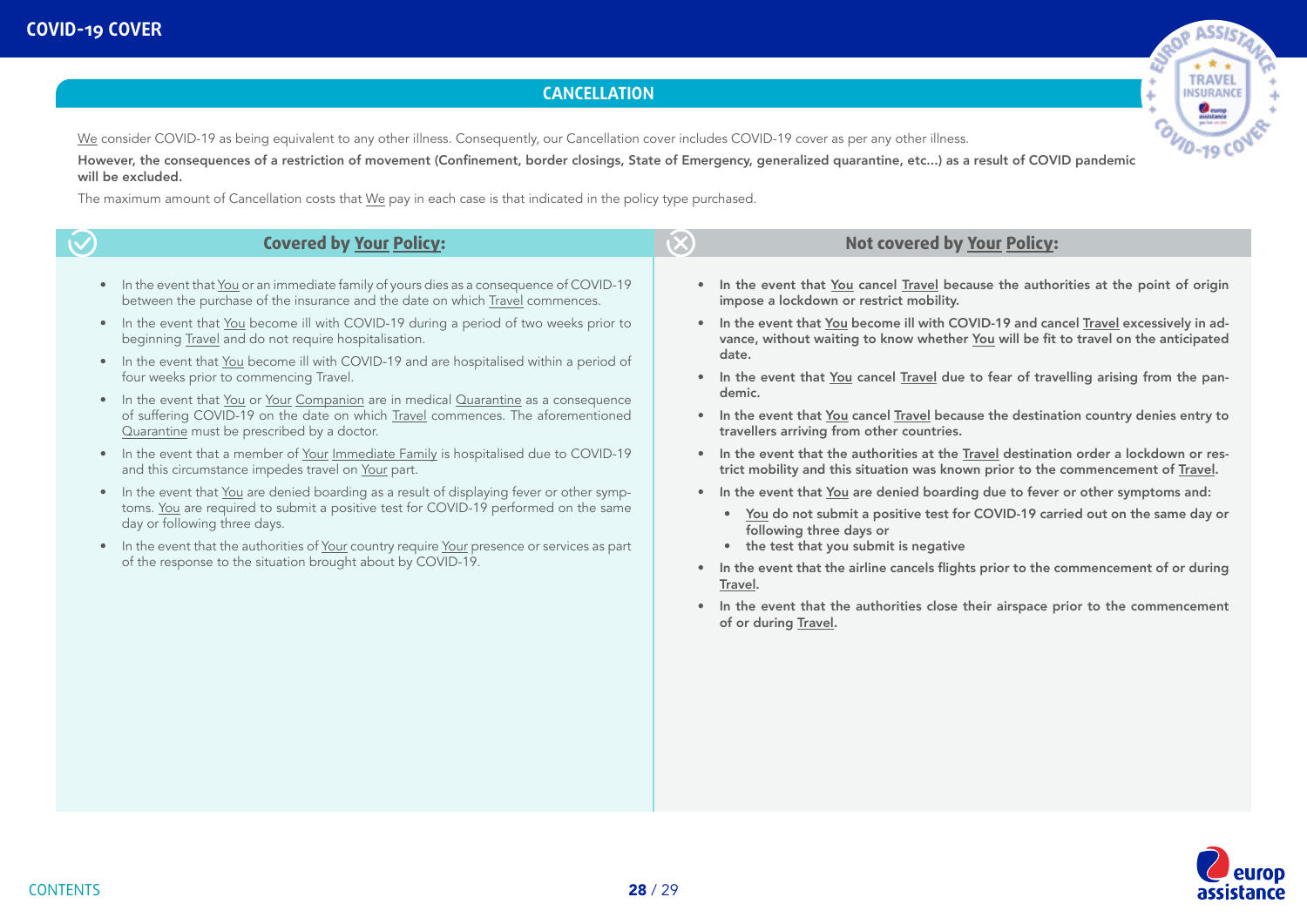# COVID-19 COVER

## CANCELLATION

We consider COVID-19 as being equivalent to any other illness. Consequently, our Cancellation cover includes COVID-19 cover as per any other illness.

**However, the consequences of a restriction of movement (Confinement, border closings, State of Emergency, generalized quarantine, etc...) as a result of COVID pandemic will be excluded.**

The maximum amount of Cancellation costs that We pay in each case is that indicated in the policy type purchased.

### Covered by Your Policy:

- In the event that You or an immediate family of yours dies as a consequence of COVID-19 between the purchase of the insurance and the date on which Travel commences.
- In the event that You become ill with COVID-19 during a period of two weeks prior to beginning Travel and do not require hospitalisation.
- In the event that You become ill with COVID-19 and are hospitalised within a period of four weeks prior to commencing Travel.
- In the event that You or Your Companion are in medical Quarantine as a consequence of suffering COVID-19 on the date on which Travel commences. The aforementioned Quarantine must be prescribed by a doctor.
- In the event that a member of Your Immediate Family is hospitalised due to COVID-19 and this circumstance impedes travel on Your part.
- In the event that You are denied boarding as a result of displaying fever or other symptoms. You are required to submit a positive test for COVID-19 performed on the same day or following three days.
- In the event that the authorities of Your country require Your presence or services as part of the response to the situation brought about by COVID-19.

### Not covered by Your Policy:

- **In the event that You cancel Travel because the authorities at the point of origin impose a lockdown or restrict mobility.**
- **In the event that You become ill with COVID-19 and cancel Travel excessively in advance, without waiting to know whether You will be fit to travel on the anticipated date.**
- **In the event that You cancel Travel due to fear of travelling arising from the pandemic.**
- **In the event that You cancel Travel because the destination country denies entry to travellers arriving from other countries.**
- **In the event that the authorities at the Travel destination order a lockdown or restrict mobility and this situation was known prior to the commencement of Travel.**
- **In the event that You are denied boarding due to fever or other symptoms and:**
  - **You do not submit a positive test for COVID-19 carried out on the same day or following three days or**
  - **the test that you submit is negative**
- **In the event that the airline cancels flights prior to the commencement of or during Travel.**
- **In the event that the authorities close their airspace prior to the commencement of or during Travel.**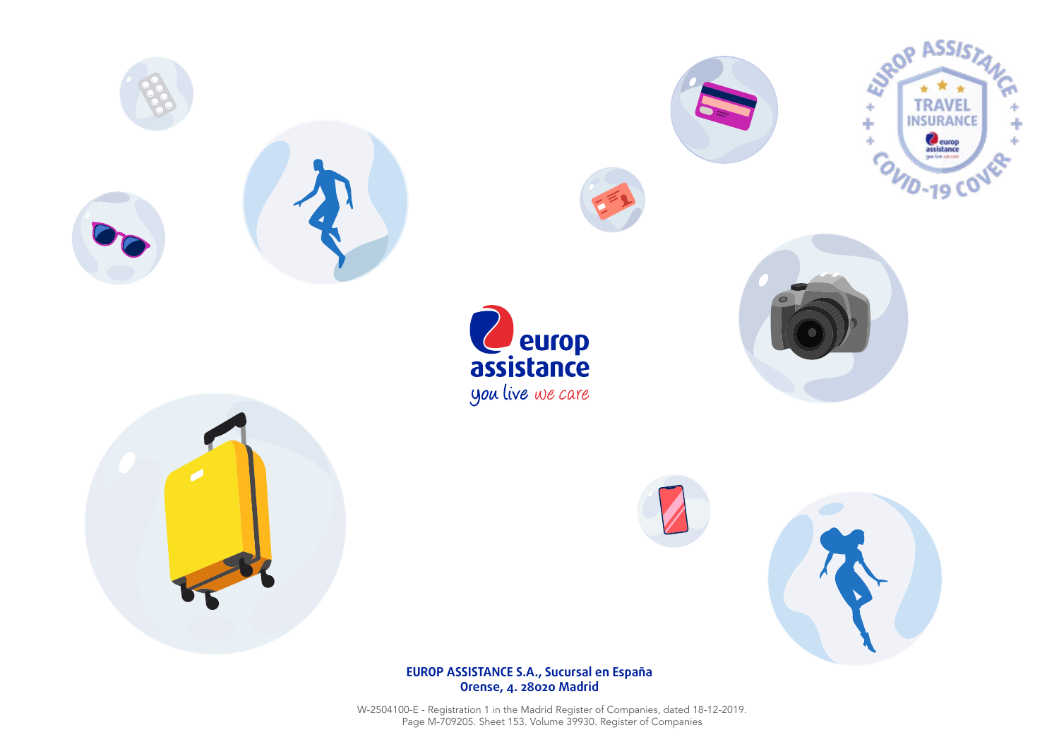**EUROP ASSISTANCE S.A., Sucursal en España**
**Orense, 4. 28020 Madrid**

W-2504100-E - Registration 1 in the Madrid Register of Companies, dated 18-12-2019.
Page M-709205. Sheet 153. Volume 39930. Register of Companies